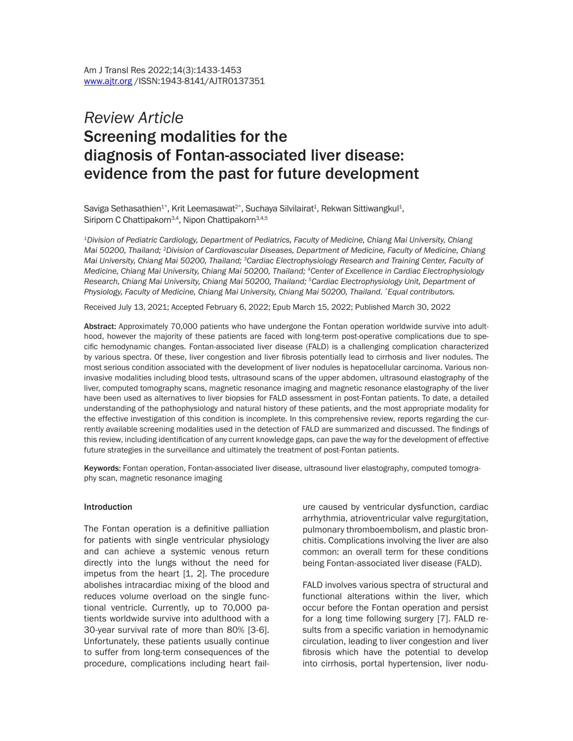*Review Article*

# Screening modalities for the diagnosis of Fontan-associated liver disease: evidence from the past for future development

Saviga Sethasathien[1*], Krit Leemasawat[2*], Suchaya Silvilairat[1], Rekwan Sittiwangkul[1], Siriporn C Chattipakorn[3,4], Nipon Chattipakorn[3,4,5]

*[1]Division of Pediatric Cardiology, Department of Pediatrics, Faculty of Medicine, Chiang Mai University, Chiang Mai 50200, Thailand; [2]Division of Cardiovascular Diseases, Department of Medicine, Faculty of Medicine, Chiang Mai University, Chiang Mai 50200, Thailand; [3]Cardiac Electrophysiology Research and Training Center, Faculty of Medicine, Chiang Mai University, Chiang Mai 50200, Thailand; [4]Center of Excellence in Cardiac Electrophysiology Research, Chiang Mai University, Chiang Mai 50200, Thailand; [5]Cardiac Electrophysiology Unit, Department of Physiology, Faculty of Medicine, Chiang Mai University, Chiang Mai 50200, Thailand. [*]Equal contributors.*

Received July 13, 2021; Accepted February 6, 2022; Epub March 15, 2022; Published March 30, 2022

**Abstract:** Approximately 70,000 patients who have undergone the Fontan operation worldwide survive into adulthood, however the majority of these patients are faced with long-term post-operative complications due to specific hemodynamic changes. Fontan-associated liver disease (FALD) is a challenging complication characterized by various spectra. Of these, liver congestion and liver fibrosis potentially lead to cirrhosis and liver nodules. The most serious condition associated with the development of liver nodules is hepatocellular carcinoma. Various non-invasive modalities including blood tests, ultrasound scans of the upper abdomen, ultrasound elastography of the liver, computed tomography scans, magnetic resonance imaging and magnetic resonance elastography of the liver have been used as alternatives to liver biopsies for FALD assessment in post-Fontan patients. To date, a detailed understanding of the pathophysiology and natural history of these patients, and the most appropriate modality for the effective investigation of this condition is incomplete. In this comprehensive review, reports regarding the currently available screening modalities used in the detection of FALD are summarized and discussed. The findings of this review, including identification of any current knowledge gaps, can pave the way for the development of effective future strategies in the surveillance and ultimately the treatment of post-Fontan patients.

**Keywords:** Fontan operation, Fontan-associated liver disease, ultrasound liver elastography, computed tomography scan, magnetic resonance imaging

## Introduction

The Fontan operation is a definitive palliation for patients with single ventricular physiology and can achieve a systemic venous return directly into the lungs without the need for impetus from the heart [1, 2]. The procedure abolishes intracardiac mixing of the blood and reduces volume overload on the single functional ventricle. Currently, up to 70,000 patients worldwide survive into adulthood with a 30-year survival rate of more than 80% [3-6]. Unfortunately, these patients usually continue to suffer from long-term consequences of the procedure, complications including heart failure caused by ventricular dysfunction, cardiac arrhythmia, atrioventricular valve regurgitation, pulmonary thromboembolism, and plastic bronchitis. Complications involving the liver are also common: an overall term for these conditions being Fontan-associated liver disease (FALD).

FALD involves various spectra of structural and functional alterations within the liver, which occur before the Fontan operation and persist for a long time following surgery [7]. FALD results from a specific variation in hemodynamic circulation, leading to liver congestion and liver fibrosis which have the potential to develop into cirrhosis, portal hypertension, liver nodu-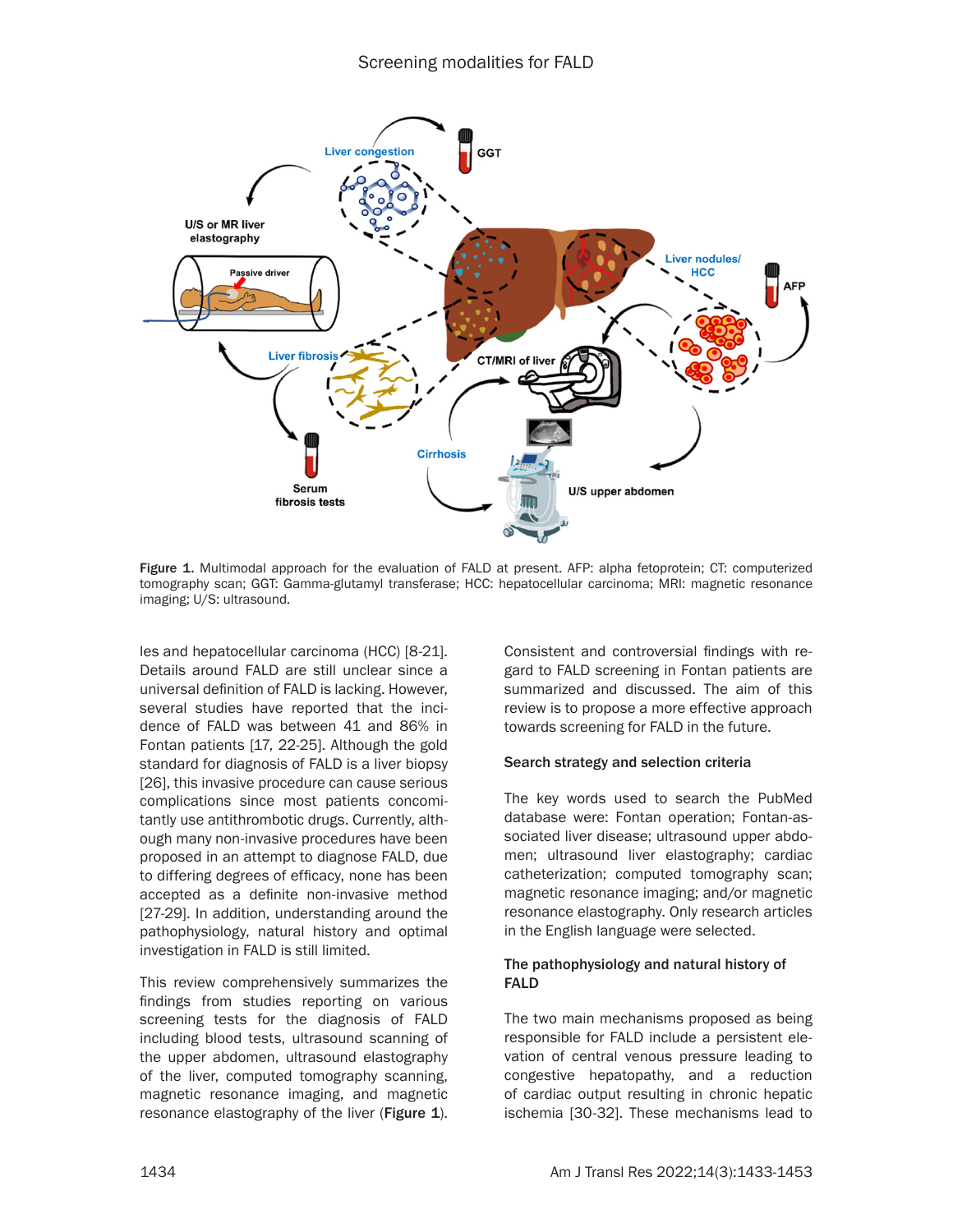Figure 1. Multimodal approach for the evaluation of FALD at present. AFP: alpha fetoprotein; CT: computerized tomography scan; GGT: Gamma-glutamyl transferase; HCC: hepatocellular carcinoma; MRI: magnetic resonance imaging; U/S: ultrasound.

les and hepatocellular carcinoma (HCC) [8-21]. Details around FALD are still unclear since a universal definition of FALD is lacking. However, several studies have reported that the incidence of FALD was between 41 and 86% in Fontan patients [17, 22-25]. Although the gold standard for diagnosis of FALD is a liver biopsy [26], this invasive procedure can cause serious complications since most patients concomitantly use antithrombotic drugs. Currently, although many non-invasive procedures have been proposed in an attempt to diagnose FALD, due to differing degrees of efficacy, none has been accepted as a definite non-invasive method [27-29]. In addition, understanding around the pathophysiology, natural history and optimal investigation in FALD is still limited.

This review comprehensively summarizes the findings from studies reporting on various screening tests for the diagnosis of FALD including blood tests, ultrasound scanning of the upper abdomen, ultrasound elastography of the liver, computed tomography scanning, magnetic resonance imaging, and magnetic resonance elastography of the liver (**Figure 1**). Consistent and controversial findings with regard to FALD screening in Fontan patients are summarized and discussed. The aim of this review is to propose a more effective approach towards screening for FALD in the future.

## Search strategy and selection criteria

The key words used to search the PubMed database were: Fontan operation; Fontan-associated liver disease; ultrasound upper abdomen; ultrasound liver elastography; cardiac catheterization; computed tomography scan; magnetic resonance imaging; and/or magnetic resonance elastography. Only research articles in the English language were selected.

## The pathophysiology and natural history of FALD

The two main mechanisms proposed as being responsible for FALD include a persistent elevation of central venous pressure leading to congestive hepatopathy, and a reduction of cardiac output resulting in chronic hepatic ischemia [30-32]. These mechanisms lead to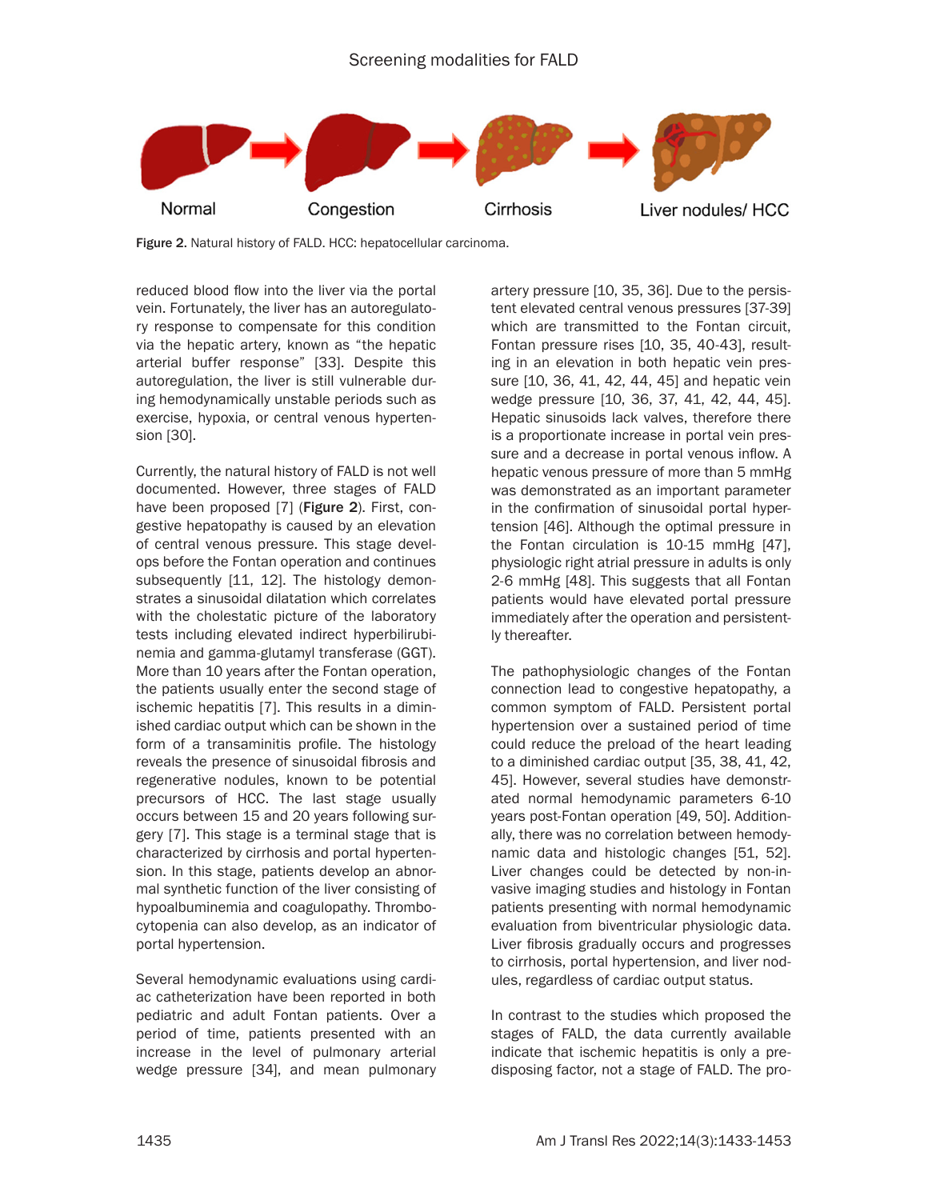Normal → Congestion → Cirrhosis → Liver nodules/ HCC

**Figure 2.** Natural history of FALD. HCC: hepatocellular carcinoma.

reduced blood flow into the liver via the portal vein. Fortunately, the liver has an autoregulatory response to compensate for this condition via the hepatic artery, known as "the hepatic arterial buffer response" [33]. Despite this autoregulation, the liver is still vulnerable during hemodynamically unstable periods such as exercise, hypoxia, or central venous hypertension [30].

Currently, the natural history of FALD is not well documented. However, three stages of FALD have been proposed [7] (**Figure 2**). First, congestive hepatopathy is caused by an elevation of central venous pressure. This stage develops before the Fontan operation and continues subsequently [11, 12]. The histology demonstrates a sinusoidal dilatation which correlates with the cholestatic picture of the laboratory tests including elevated indirect hyperbilirubinemia and gamma-glutamyl transferase (GGT). More than 10 years after the Fontan operation, the patients usually enter the second stage of ischemic hepatitis [7]. This results in a diminished cardiac output which can be shown in the form of a transaminitis profile. The histology reveals the presence of sinusoidal fibrosis and regenerative nodules, known to be potential precursors of HCC. The last stage usually occurs between 15 and 20 years following surgery [7]. This stage is a terminal stage that is characterized by cirrhosis and portal hypertension. In this stage, patients develop an abnormal synthetic function of the liver consisting of hypoalbuminemia and coagulopathy. Thrombocytopenia can also develop, as an indicator of portal hypertension.

Several hemodynamic evaluations using cardiac catheterization have been reported in both pediatric and adult Fontan patients. Over a period of time, patients presented with an increase in the level of pulmonary arterial wedge pressure [34], and mean pulmonary artery pressure [10, 35, 36]. Due to the persistent elevated central venous pressures [37-39] which are transmitted to the Fontan circuit, Fontan pressure rises [10, 35, 40-43], resulting in an elevation in both hepatic vein pressure [10, 36, 41, 42, 44, 45] and hepatic vein wedge pressure [10, 36, 37, 41, 42, 44, 45]. Hepatic sinusoids lack valves, therefore there is a proportionate increase in portal vein pressure and a decrease in portal venous inflow. A hepatic venous pressure of more than 5 mmHg was demonstrated as an important parameter in the confirmation of sinusoidal portal hypertension [46]. Although the optimal pressure in the Fontan circulation is 10-15 mmHg [47], physiologic right atrial pressure in adults is only 2-6 mmHg [48]. This suggests that all Fontan patients would have elevated portal pressure immediately after the operation and persistently thereafter.

The pathophysiologic changes of the Fontan connection lead to congestive hepatopathy, a common symptom of FALD. Persistent portal hypertension over a sustained period of time could reduce the preload of the heart leading to a diminished cardiac output [35, 38, 41, 42, 45]. However, several studies have demonstrated normal hemodynamic parameters 6-10 years post-Fontan operation [49, 50]. Additionally, there was no correlation between hemodynamic data and histologic changes [51, 52]. Liver changes could be detected by non-invasive imaging studies and histology in Fontan patients presenting with normal hemodynamic evaluation from biventricular physiologic data. Liver fibrosis gradually occurs and progresses to cirrhosis, portal hypertension, and liver nodules, regardless of cardiac output status.

In contrast to the studies which proposed the stages of FALD, the data currently available indicate that ischemic hepatitis is only a predisposing factor, not a stage of FALD. The pro-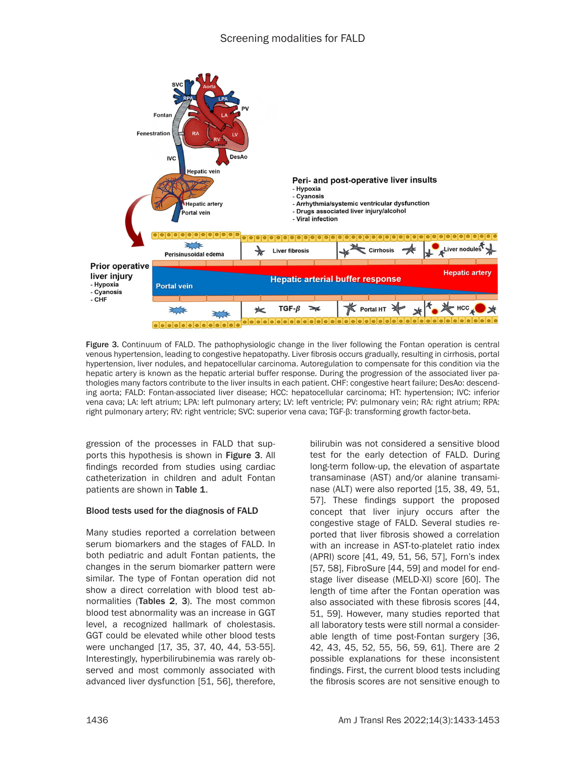Figure 3. Continuum of FALD. The pathophysiologic change in the liver following the Fontan operation is central venous hypertension, leading to congestive hepatopathy. Liver fibrosis occurs gradually, resulting in cirrhosis, portal hypertension, liver nodules, and hepatocellular carcinoma. Autoregulation to compensate for this condition via the hepatic artery is known as the hepatic arterial buffer response. During the progression of the associated liver pathologies many factors contribute to the liver insults in each patient. CHF: congestive heart failure; DesAo: descending aorta; FALD: Fontan-associated liver disease; HCC: hepatocellular carcinoma; HT: hypertension; IVC: inferior vena cava; LA: left atrium; LPA: left pulmonary artery; LV: left ventricle; PV: pulmonary vein; RA: right atrium; RPA: right pulmonary artery; RV: right ventricle; SVC: superior vena cava; TGF-β: transforming growth factor-beta.

gression of the processes in FALD that supports this hypothesis is shown in **Figure 3**. All findings recorded from studies using cardiac catheterization in children and adult Fontan patients are shown in **Table 1**.

### Blood tests used for the diagnosis of FALD

Many studies reported a correlation between serum biomarkers and the stages of FALD. In both pediatric and adult Fontan patients, the changes in the serum biomarker pattern were similar. The type of Fontan operation did not show a direct correlation with blood test abnormalities (**Tables 2**, **3**). The most common blood test abnormality was an increase in GGT level, a recognized hallmark of cholestasis. GGT could be elevated while other blood tests were unchanged [17, 35, 37, 40, 44, 53-55]. Interestingly, hyperbilirubinemia was rarely observed and most commonly associated with advanced liver dysfunction [51, 56], therefore, bilirubin was not considered a sensitive blood test for the early detection of FALD. During long-term follow-up, the elevation of aspartate transaminase (AST) and/or alanine transaminase (ALT) were also reported [15, 38, 49, 51, 57]. These findings support the proposed concept that liver injury occurs after the congestive stage of FALD. Several studies reported that liver fibrosis showed a correlation with an increase in AST-to-platelet ratio index (APRI) score [41, 49, 51, 56, 57], Forn's index [57, 58], FibroSure [44, 59] and model for end-stage liver disease (MELD-XI) score [60]. The length of time after the Fontan operation was also associated with these fibrosis scores [44, 51, 59]. However, many studies reported that all laboratory tests were still normal a considerable length of time post-Fontan surgery [36, 42, 43, 45, 52, 55, 56, 59, 61]. There are 2 possible explanations for these inconsistent findings. First, the current blood tests including the fibrosis scores are not sensitive enough to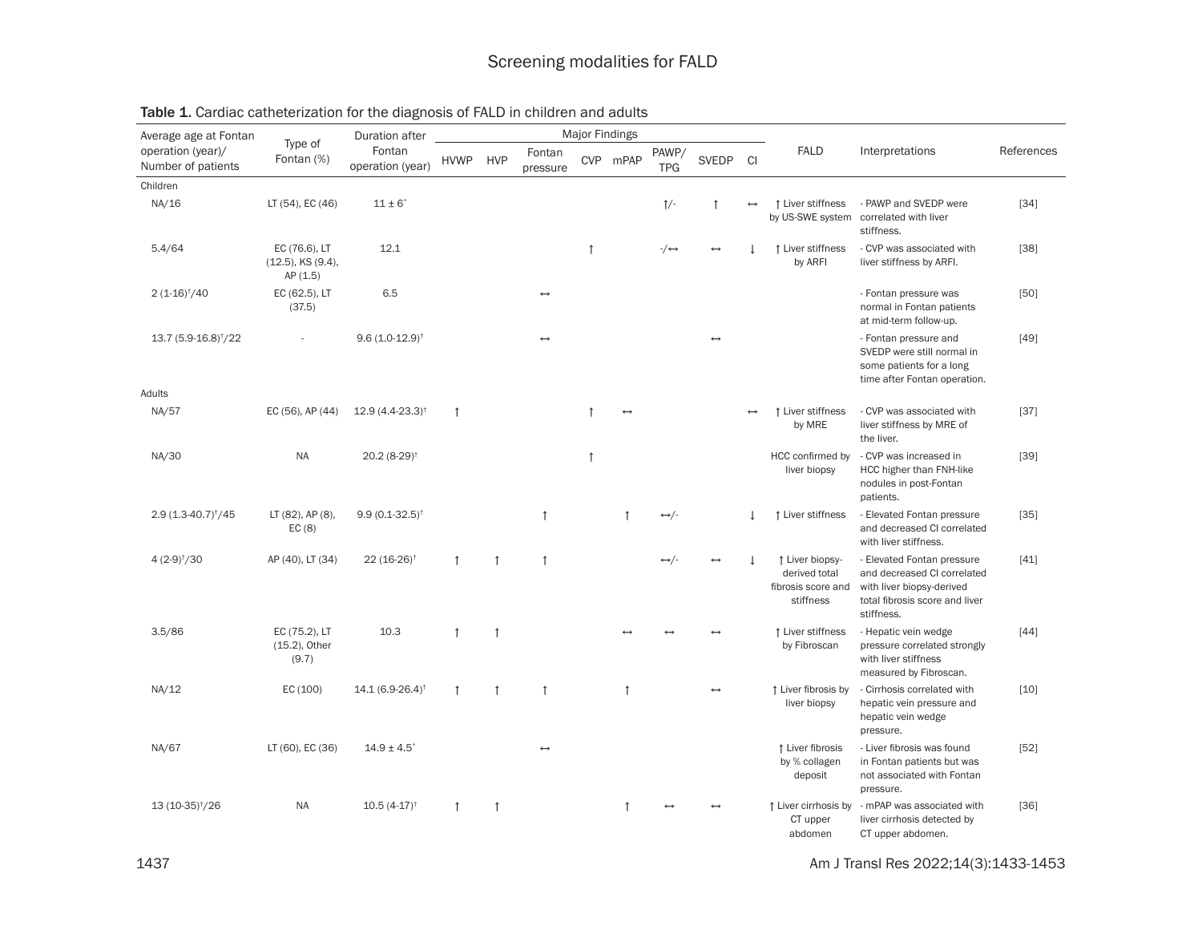**Table 1.** Cardiac catheterization for the diagnosis of FALD in children and adults

| Average age at Fontan operation (year)/ Number of patients | Type of Fontan (%) | Duration after Fontan operation (year) | Major Findings | | | | | | | | FALD | Interpretations | References |
|---|---|---|---|---|---|---|---|---|---|---|---|---|---|
| | | | HVWP | HVP | Fontan pressure | CVP | mPAP | PAWP/ TPG | SVEDP | CI | | | |
| Children | | | | | | | | | | | | | |
| NA/16 | LT (54), EC (46) | 11 ± 6* | | | | | | ↑/- | ↑ | ↔ | ↑ Liver stiffness by US-SWE system | - PAWP and SVEDP were correlated with liver stiffness. | [34] |
| 5.4/64 | EC (76.6), LT (12.5), KS (9.4), AP (1.5) | 12.1 | | | | ↑ | | -/↔ | ↔ | ↓ | ↑ Liver stiffness by ARFI | - CVP was associated with liver stiffness by ARFI. | [38] |
| 2 (1-16)†/40 | EC (62.5), LT (37.5) | 6.5 | | | ↔ | | | | | | | - Fontan pressure was normal in Fontan patients at mid-term follow-up. | [50] |
| 13.7 (5.9-16.8)†/22 | - | 9.6 (1.0-12.9)† | | | ↔ | | | | ↔ | | | - Fontan pressure and SVEDP were still normal in some patients for a long time after Fontan operation. | [49] |
| Adults | | | | | | | | | | | | | |
| NA/57 | EC (56), AP (44) | 12.9 (4.4-23.3)† | ↑ | | | ↑ | ↔ | | | ↔ | ↑ Liver stiffness by MRE | - CVP was associated with liver stiffness by MRE of the liver. | [37] |
| NA/30 | NA | 20.2 (8-29)† | | | | ↑ | | | | | HCC confirmed by liver biopsy | - CVP was increased in HCC higher than FNH-like nodules in post-Fontan patients. | [39] |
| 2.9 (1.3-40.7)†/45 | LT (82), AP (8), EC (8) | 9.9 (0.1-32.5)† | | | ↑ | | ↑ | ↔/- | | ↓ | ↑ Liver stiffness | - Elevated Fontan pressure and decreased CI correlated with liver stiffness. | [35] |
| 4 (2-9)†/30 | AP (40), LT (34) | 22 (16-26)† | ↑ | ↑ | ↑ | | | ↔/- | ↔ | ↓ | ↑ Liver biopsy-derived total fibrosis score and stiffness | - Elevated Fontan pressure and decreased CI correlated with liver biopsy-derived total fibrosis score and liver stiffness. | [41] |
| 3.5/86 | EC (75.2), LT (15.2), Other (9.7) | 10.3 | ↑ | ↑ | | | ↔ | ↔ | ↔ | | ↑ Liver stiffness by Fibroscan | - Hepatic vein wedge pressure correlated strongly with liver stiffness measured by Fibroscan. | [44] |
| NA/12 | EC (100) | 14.1 (6.9-26.4)† | ↑ | ↑ | ↑ | | ↑ | | ↔ | | ↑ Liver fibrosis by liver biopsy | - Cirrhosis correlated with hepatic vein pressure and hepatic vein wedge pressure. | [10] |
| NA/67 | LT (60), EC (36) | 14.9 ± 4.5* | | | ↔ | | | | | | ↑ Liver fibrosis by % collagen deposit | - Liver fibrosis was found in Fontan patients but was not associated with Fontan pressure. | [52] |
| 13 (10-35)†/26 | NA | 10.5 (4-17)† | ↑ | ↑ | | | ↑ | ↔ | ↔ | | ↑ Liver cirrhosis by CT upper abdomen | - mPAP was associated with liver cirrhosis detected by CT upper abdomen. | [36] |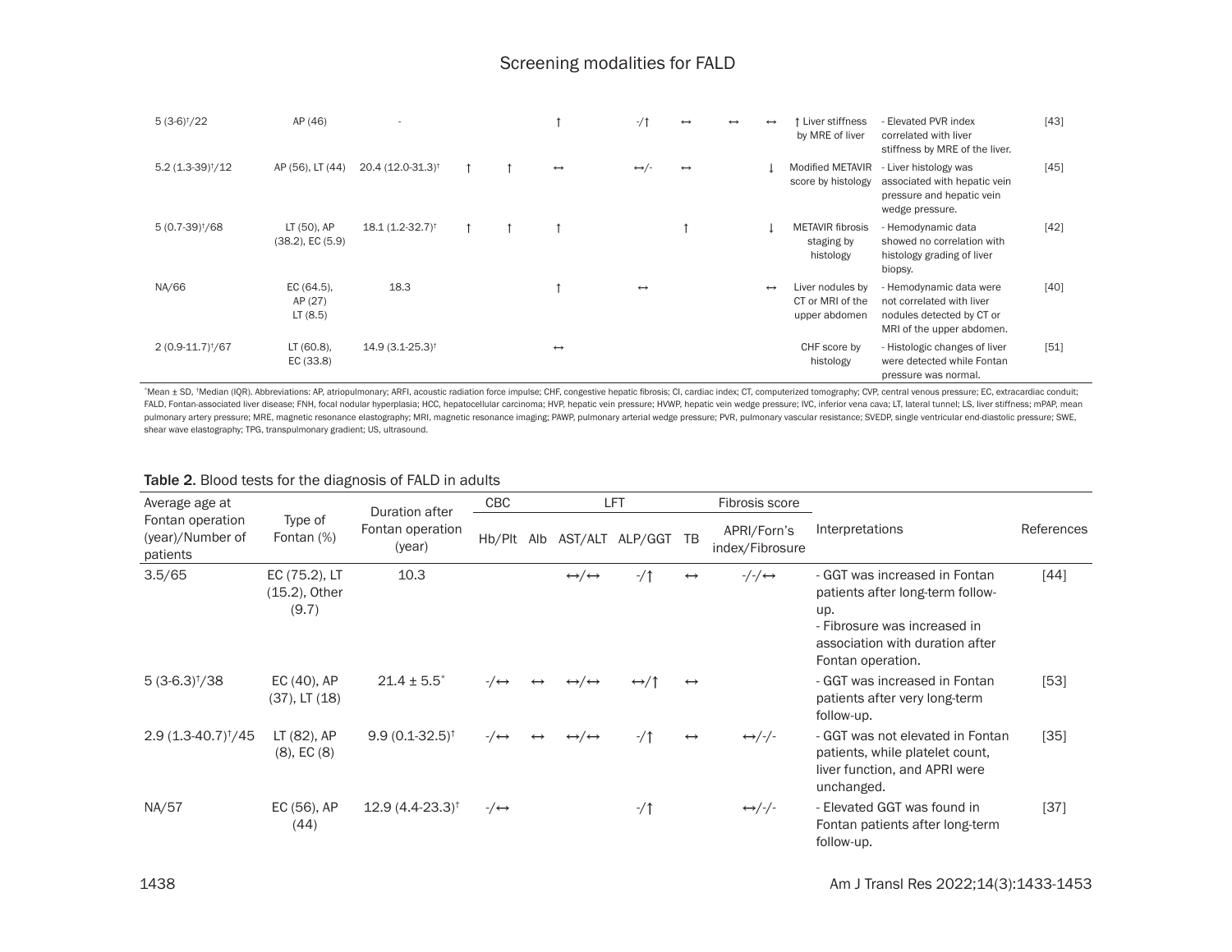| | | | | | | | | | | | | |
|---|---|---|---|---|---|---|---|---|---|---|---|---|
| 5 (3-6)†/22 | AP (46) | - | | | ↑ | -/↑ | ↔ | ↔ | ↔ | ↑ Liver stiffness by MRE of liver | - Elevated PVR index correlated with liver stiffness by MRE of the liver. | [43] |
| 5.2 (1.3-39)†/12 | AP (56), LT (44) | 20.4 (12.0-31.3)† | ↑ | ↑ | ↔ | ↔/- | ↔ | | ↓ | Modified METAVIR score by histology | - Liver histology was associated with hepatic vein pressure and hepatic vein wedge pressure. | [45] |
| 5 (0.7-39)†/68 | LT (50), AP (38.2), EC (5.9) | 18.1 (1.2-32.7)† | ↑ | ↑ | ↑ | | ↑ | | ↓ | METAVIR fibrosis staging by histology | - Hemodynamic data showed no correlation with histology grading of liver biopsy. | [42] |
| NA/66 | EC (64.5), AP (27) LT (8.5) | 18.3 | | | ↑ | ↔ | | | ↔ | Liver nodules by CT or MRI of the upper abdomen | - Hemodynamic data were not correlated with liver nodules detected by CT or MRI of the upper abdomen. | [40] |
| 2 (0.9-11.7)†/67 | LT (60.8), EC (33.8) | 14.9 (3.1-25.3)† | | | ↔ | | | | | CHF score by histology | - Histologic changes of liver were detected while Fontan pressure was normal. | [51] |

*Mean ± SD, †Median (IQR). Abbreviations: AP, atriopulmonary; ARFI, acoustic radiation force impulse; CHF, congestive hepatic fibrosis; CI, cardiac index; CT, computerized tomography; CVP, central venous pressure; EC, extracardiac conduit; FALD, Fontan-associated liver disease; FNH, focal nodular hyperplasia; HCC, hepatocellular carcinoma; HVP, hepatic vein pressure; HVWP, hepatic vein wedge pressure; IVC, inferior vena cava; LT, lateral tunnel; LS, liver stiffness; mPAP, mean pulmonary artery pressure; MRE, magnetic resonance elastography; MRI, magnetic resonance imaging; PAWP, pulmonary arterial wedge pressure; PVR, pulmonary vascular resistance; SVEDP, single ventricular end-diastolic pressure; SWE, shear wave elastography; TPG, transpulmonary gradient; US, ultrasound.

**Table 2.** Blood tests for the diagnosis of FALD in adults

| Average age at Fontan operation (year)/Number of patients | Type of Fontan (%) | Duration after Fontan operation (year) | CBC | LFT | | | | Fibrosis score | Interpretations | References |
|---|---|---|---|---|---|---|---|---|---|---|
| | | | Hb/Plt | Alb | AST/ALT | ALP/GGT | TB | APRI/Forn's index/Fibrosure | | |
| 3.5/65 | EC (75.2), LT (15.2), Other (9.7) | 10.3 | | | ↔/↔ | -/↑ | ↔ | -/-/↔ | - GGT was increased in Fontan patients after long-term follow-up.<br>- Fibrosure was increased in association with duration after Fontan operation. | [44] |
| 5 (3-6.3)†/38 | EC (40), AP (37), LT (18) | 21.4 ± 5.5* | -/↔ | ↔ | ↔/↔ | ↔/↑ | ↔ | | - GGT was increased in Fontan patients after very long-term follow-up. | [53] |
| 2.9 (1.3-40.7)†/45 | LT (82), AP (8), EC (8) | 9.9 (0.1-32.5)† | -/↔ | ↔ | ↔/↔ | -/↑ | ↔ | ↔/-/- | - GGT was not elevated in Fontan patients, while platelet count, liver function, and APRI were unchanged. | [35] |
| NA/57 | EC (56), AP (44) | 12.9 (4.4-23.3)† | -/↔ | | | -/↑ | | ↔/-/- | - Elevated GGT was found in Fontan patients after long-term follow-up. | [37] |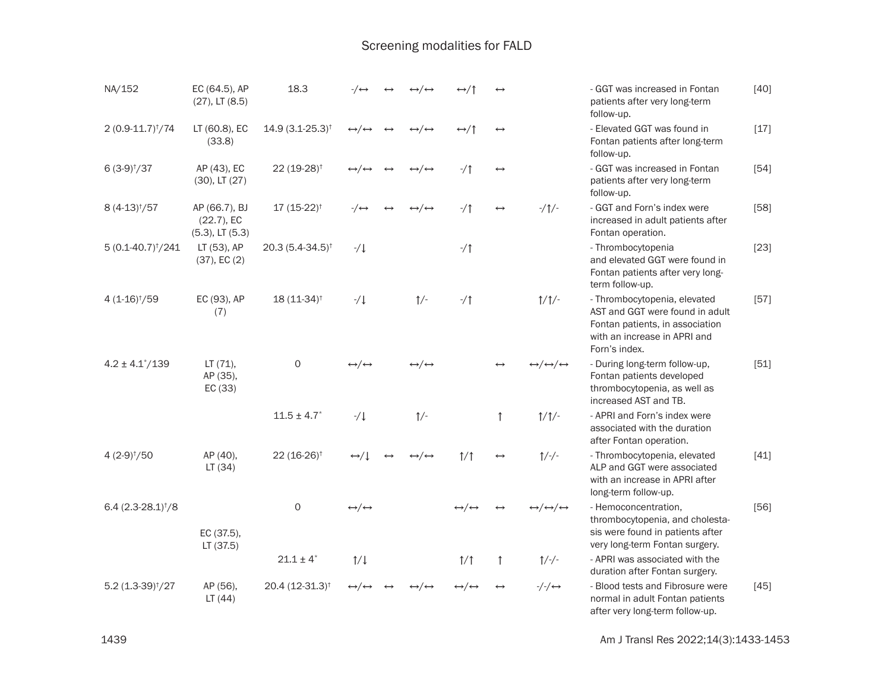| | | | | | | | | | | |
|---|---|---|---|---|---|---|---|---|---|---|
| NA/152 | EC (64.5), AP (27), LT (8.5) | 18.3 | -/↔ | ↔ | ↔/↔ | ↔/↑ | ↔ | | - GGT was increased in Fontan patients after very long-term follow-up. | [40] |
| 2 (0.9-11.7)†/74 | LT (60.8), EC (33.8) | 14.9 (3.1-25.3)† | ↔/↔ | ↔ | ↔/↔ | ↔/↑ | ↔ | | - Elevated GGT was found in Fontan patients after long-term follow-up. | [17] |
| 6 (3-9)†/37 | AP (43), EC (30), LT (27) | 22 (19-28)† | ↔/↔ | ↔ | ↔/↔ | -/↑ | ↔ | | - GGT was increased in Fontan patients after very long-term follow-up. | [54] |
| 8 (4-13)†/57 | AP (66.7), BJ (22.7), EC (5.3), LT (5.3) | 17 (15-22)† | -/↔ | ↔ | ↔/↔ | -/↑ | ↔ | -/↑/- | - GGT and Forn's index were increased in adult patients after Fontan operation. | [58] |
| 5 (0.1-40.7)†/241 | LT (53), AP (37), EC (2) | 20.3 (5.4-34.5)† | -/↓ | | | -/↑ | | | - Thrombocytopenia and elevated GGT were found in Fontan patients after very long-term follow-up. | [23] |
| 4 (1-16)†/59 | EC (93), AP (7) | 18 (11-34)† | -/↓ | | ↑/- | -/↑ | | ↑/↑/- | - Thrombocytopenia, elevated AST and GGT were found in adult Fontan patients, in association with an increase in APRI and Forn's index. | [57] |
| 4.2 ± 4.1*/139 | LT (71), AP (35), EC (33) | 0 | ↔/↔ | | ↔/↔ | | ↔ | ↔/↔/↔ | - During long-term follow-up, Fontan patients developed thrombocytopenia, as well as increased AST and TB. | [51] |
| | | 11.5 ± 4.7* | -/↓ | | ↑/- | | ↑ | ↑/↑/- | - APRI and Forn's index were associated with the duration after Fontan operation. | |
| 4 (2-9)†/50 | AP (40), LT (34) | 22 (16-26)† | ↔/↓ | ↔ | ↔/↔ | ↑/↑ | ↔ | ↑/-/- | - Thrombocytopenia, elevated ALP and GGT were associated with an increase in APRI after long-term follow-up. | [41] |
| 6.4 (2.3-28.1)†/8 | EC (37.5), LT (37.5) | 0 | ↔/↔ | | | ↔/↔ | ↔ | ↔/↔/↔ | - Hemoconcentration, thrombocytopenia, and cholestasis were found in patients after very long-term Fontan surgery. | [56] |
| | | 21.1 ± 4* | ↑/↓ | | | ↑/↑ | ↑ | ↑/-/- | - APRI was associated with the duration after Fontan surgery. | |
| 5.2 (1.3-39)†/27 | AP (56), LT (44) | 20.4 (12-31.3)† | ↔/↔ | ↔ | ↔/↔ | ↔/↔ | ↔ | -/-/↔ | - Blood tests and Fibrosure were normal in adult Fontan patients after very long-term follow-up. | [45] |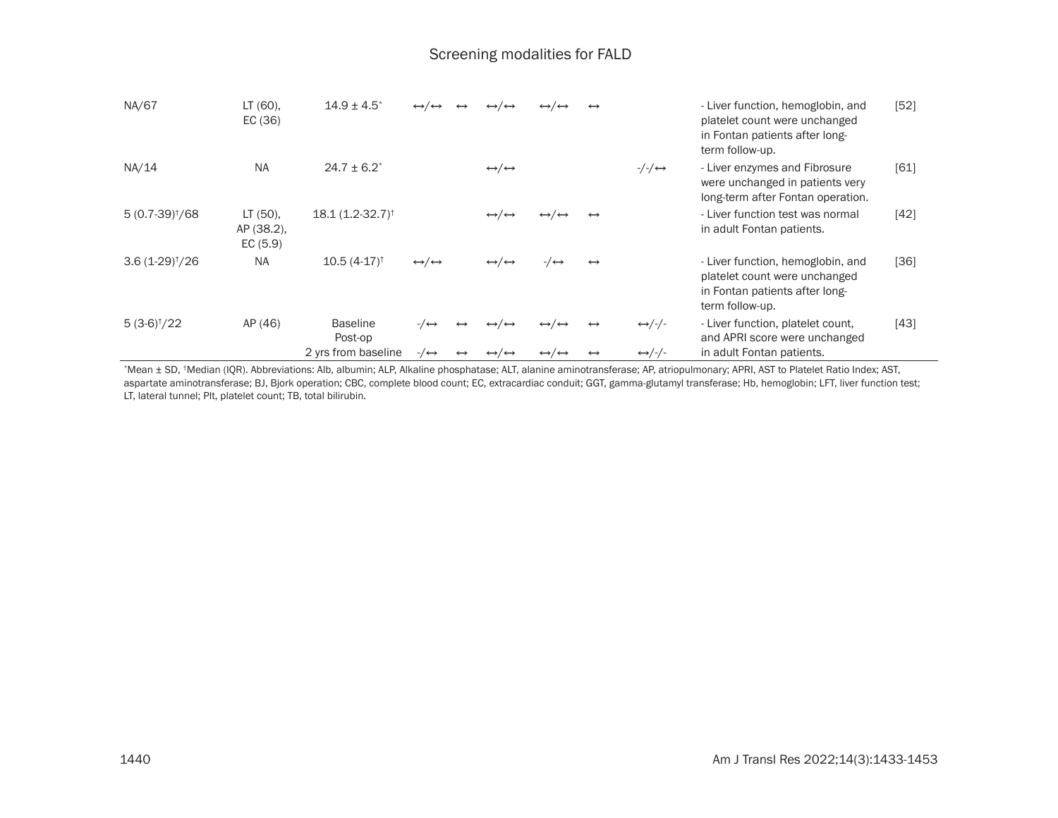| | | | | | | | | | | |
|---|---|---|---|---|---|---|---|---|---|---|
| NA/67 | LT (60), EC (36) | 14.9 ± 4.5* | ↔/↔ | ↔ | ↔/↔ | ↔/↔ | ↔ | | - Liver function, hemoglobin, and platelet count were unchanged in Fontan patients after long-term follow-up. | [52] |
| NA/14 | NA | 24.7 ± 6.2* | | | ↔/↔ | | | -/-/↔ | - Liver enzymes and Fibrosure were unchanged in patients very long-term after Fontan operation. | [61] |
| 5 (0.7-39)†/68 | LT (50), AP (38.2), EC (5.9) | 18.1 (1.2-32.7)† | | | ↔/↔ | ↔/↔ | ↔ | | - Liver function test was normal in adult Fontan patients. | [42] |
| 3.6 (1-29)†/26 | NA | 10.5 (4-17)† | ↔/↔ | | ↔/↔ | -/↔ | ↔ | | - Liver function, hemoglobin, and platelet count were unchanged in Fontan patients after long-term follow-up. | [36] |
| 5 (3-6)†/22 | AP (46) | Baseline | -/↔ | ↔ | ↔/↔ | ↔/↔ | ↔ | ↔/-/- | - Liver function, platelet count, and APRI score were unchanged in adult Fontan patients. | [43] |
| | | Post-op | | | | | | | | |
| | | 2 yrs from baseline | -/↔ | ↔ | ↔/↔ | ↔/↔ | ↔ | ↔/-/- | | |

*Mean ± SD, †Median (IQR). Abbreviations: Alb, albumin; ALP, Alkaline phosphatase; ALT, alanine aminotransferase; AP, atriopulmonary; APRI, AST to Platelet Ratio Index; AST, aspartate aminotransferase; BJ, Bjork operation; CBC, complete blood count; EC, extracardiac conduit; GGT, gamma-glutamyl transferase; Hb, hemoglobin; LFT, liver function test; LT, lateral tunnel; Plt, platelet count; TB, total bilirubin.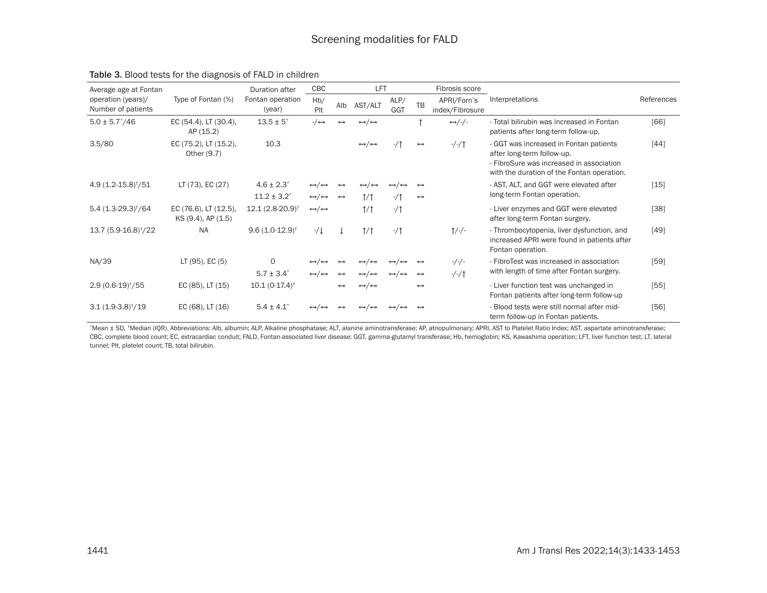**Table 3.** Blood tests for the diagnosis of FALD in children

| Average age at Fontan operation (years)/ Number of patients | Type of Fontan (%) | Duration after Fontan operation (year) | CBC | LFT | | | | Fibrosis score | Interpretations | References |
|---|---|---|---|---|---|---|---|---|---|---|
| | | | Hb/ Plt | Alb | AST/ALT | ALP/ GGT | TB | APRI/Forn's index/Fibrosure | | |
| 5.0 ± 5.7*/46 | EC (54.4), LT (30.4), AP (15.2) | 13.5 ± 5* | -/↔ | ↔ | ↔/↔ | | ↑ | ↔/-/- | - Total bilirubin was increased in Fontan patients after long-term follow-up. | [66] |
| 3.5/80 | EC (75.2), LT (15.2), Other (9.7) | 10.3 | | | ↔/↔ | -/↑ | ↔ | -/-/↑ | - GGT was increased in Fontan patients after long-term follow-up.<br>- FibroSure was increased in association with the duration of the Fontan operation. | [44] |
| 4.9 (1.2-15.8)†/51 | LT (73), EC (27) | 4.6 ± 2.3* | ↔/↔ | ↔ | ↔/↔ | ↔/↔ | ↔ | | - AST, ALT, and GGT were elevated after long-term Fontan operation. | [15] |
| | | 11.2 ± 3.2* | ↔/↔ | ↔ | ↑/↑ | -/↑ | ↔ | | | |
| 5.4 (1.3-29.3)†/64 | EC (76.6), LT (12.5), KS (9.4), AP (1.5) | 12.1 (2.8-20.9)† | ↔/↔ | | ↑/↑ | -/↑ | | | - Liver enzymes and GGT were elevated after long-term Fontan surgery. | [38] |
| 13.7 (5.9-16.8)†/22 | NA | 9.6 (1.0-12.9)† | -/↓ | ↓ | ↑/↑ | -/↑ | | ↑/-/- | - Thrombocytopenia, liver dysfunction, and increased APRI were found in patients after Fontan operation. | [49] |
| NA/39 | LT (95), EC (5) | 0 | ↔/↔ | ↔ | ↔/↔ | ↔/↔ | ↔ | -/-/- | - FibroTest was increased in association with length of time after Fontan surgery. | [59] |
| | | 5.7 ± 3.4* | ↔/↔ | ↔ | ↔/↔ | ↔/↔ | ↔ | -/-/↑ | | |
| 2.9 (0.6-19)†/55 | EC (85), LT (15) | 10.1 (0-17.4)† | | ↔ | ↔/↔ | | ↔ | | - Liver function test was unchanged in Fontan patients after long-term follow-up | [55] |
| 3.1 (1.9-3.8)†/19 | EC (68), LT (16) | 5.4 ± 4.1* | ↔/↔ | ↔ | ↔/↔ | ↔/↔ | ↔ | | - Blood tests were still normal after mid-term follow-up in Fontan patients. | [56] |

*Mean ± SD, †Median (IQR). Abbreviations: Alb, albumin; ALP, Alkaline phosphatase; ALT, alanine aminotransferase; AP, atriopulmonary; APRI, AST to Platelet Ratio Index; AST, aspartate aminotransferase; CBC, complete blood count; EC, extracardiac conduit; FALD, Fontan-associated liver disease; GGT, gamma-glutamyl transferase; Hb, hemoglobin; KS, Kawashima operation; LFT, liver function test; LT, lateral tunnel; Plt, platelet count; TB, total bilirubin.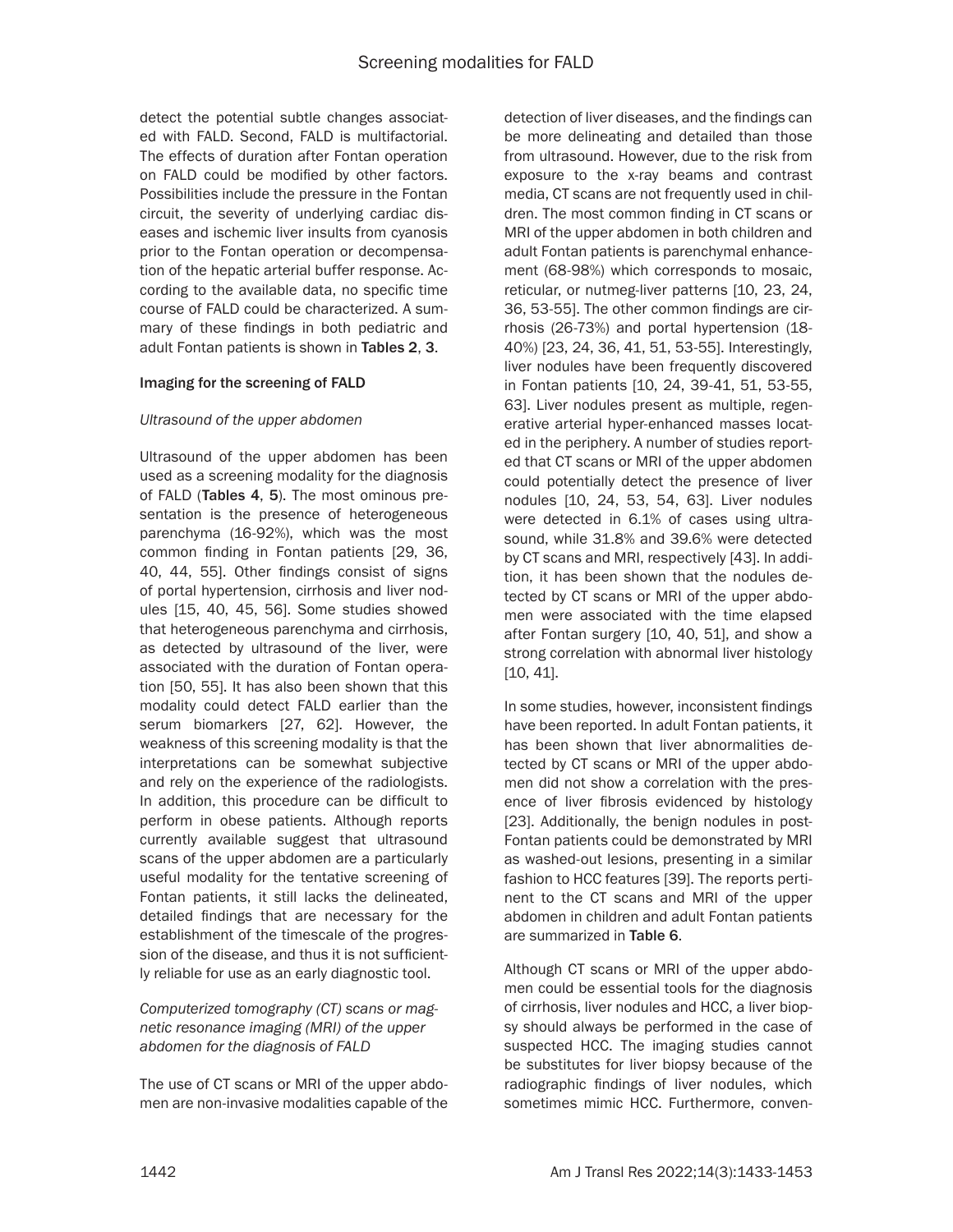detect the potential subtle changes associated with FALD. Second, FALD is multifactorial. The effects of duration after Fontan operation on FALD could be modified by other factors. Possibilities include the pressure in the Fontan circuit, the severity of underlying cardiac diseases and ischemic liver insults from cyanosis prior to the Fontan operation or decompensation of the hepatic arterial buffer response. According to the available data, no specific time course of FALD could be characterized. A summary of these findings in both pediatric and adult Fontan patients is shown in **Tables 2**, **3**.

### Imaging for the screening of FALD

#### *Ultrasound of the upper abdomen*

Ultrasound of the upper abdomen has been used as a screening modality for the diagnosis of FALD (**Tables 4**, **5**). The most ominous presentation is the presence of heterogeneous parenchyma (16-92%), which was the most common finding in Fontan patients [29, 36, 40, 44, 55]. Other findings consist of signs of portal hypertension, cirrhosis and liver nodules [15, 40, 45, 56]. Some studies showed that heterogeneous parenchyma and cirrhosis, as detected by ultrasound of the liver, were associated with the duration of Fontan operation [50, 55]. It has also been shown that this modality could detect FALD earlier than the serum biomarkers [27, 62]. However, the weakness of this screening modality is that the interpretations can be somewhat subjective and rely on the experience of the radiologists. In addition, this procedure can be difficult to perform in obese patients. Although reports currently available suggest that ultrasound scans of the upper abdomen are a particularly useful modality for the tentative screening of Fontan patients, it still lacks the delineated, detailed findings that are necessary for the establishment of the timescale of the progression of the disease, and thus it is not sufficiently reliable for use as an early diagnostic tool.

#### *Computerized tomography (CT) scans or magnetic resonance imaging (MRI) of the upper abdomen for the diagnosis of FALD*

The use of CT scans or MRI of the upper abdomen are non-invasive modalities capable of the detection of liver diseases, and the findings can be more delineating and detailed than those from ultrasound. However, due to the risk from exposure to the x-ray beams and contrast media, CT scans are not frequently used in children. The most common finding in CT scans or MRI of the upper abdomen in both children and adult Fontan patients is parenchymal enhancement (68-98%) which corresponds to mosaic, reticular, or nutmeg-liver patterns [10, 23, 24, 36, 53-55]. The other common findings are cirrhosis (26-73%) and portal hypertension (18-40%) [23, 24, 36, 41, 51, 53-55]. Interestingly, liver nodules have been frequently discovered in Fontan patients [10, 24, 39-41, 51, 53-55, 63]. Liver nodules present as multiple, regenerative arterial hyper-enhanced masses located in the periphery. A number of studies reported that CT scans or MRI of the upper abdomen could potentially detect the presence of liver nodules [10, 24, 53, 54, 63]. Liver nodules were detected in 6.1% of cases using ultrasound, while 31.8% and 39.6% were detected by CT scans and MRI, respectively [43]. In addition, it has been shown that the nodules detected by CT scans or MRI of the upper abdomen were associated with the time elapsed after Fontan surgery [10, 40, 51], and show a strong correlation with abnormal liver histology [10, 41].

In some studies, however, inconsistent findings have been reported. In adult Fontan patients, it has been shown that liver abnormalities detected by CT scans or MRI of the upper abdomen did not show a correlation with the presence of liver fibrosis evidenced by histology [23]. Additionally, the benign nodules in post-Fontan patients could be demonstrated by MRI as washed-out lesions, presenting in a similar fashion to HCC features [39]. The reports pertinent to the CT scans and MRI of the upper abdomen in children and adult Fontan patients are summarized in **Table 6**.

Although CT scans or MRI of the upper abdomen could be essential tools for the diagnosis of cirrhosis, liver nodules and HCC, a liver biopsy should always be performed in the case of suspected HCC. The imaging studies cannot be substitutes for liver biopsy because of the radiographic findings of liver nodules, which sometimes mimic HCC. Furthermore, conven-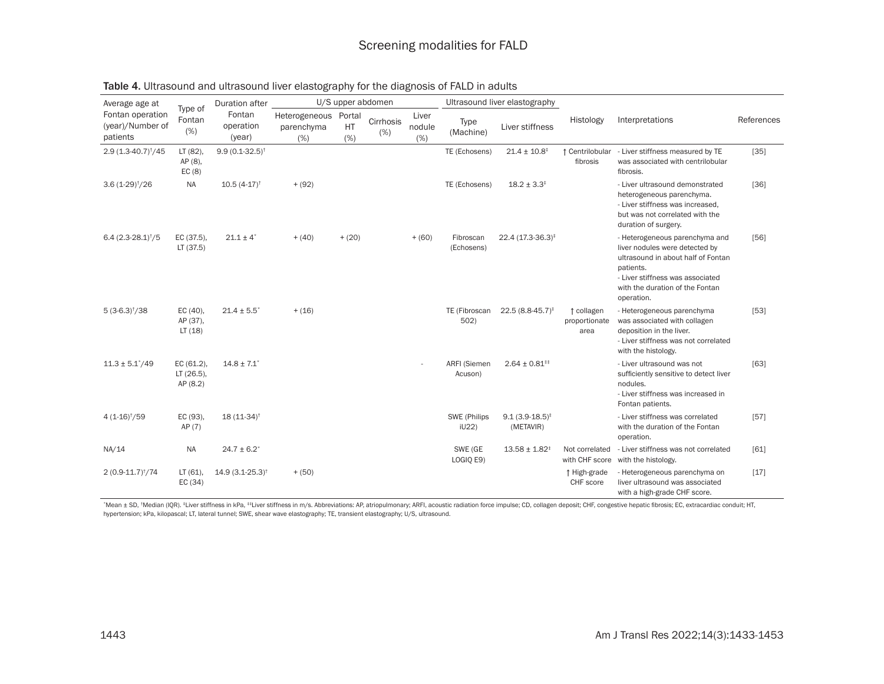**Table 4.** Ultrasound and ultrasound liver elastography for the diagnosis of FALD in adults

| Average age at Fontan operation (year)/Number of patients | Type of Fontan (%) | Duration after Fontan operation (year) | U/S upper abdomen | | | | Ultrasound liver elastography | | Histology | Interpretations | References |
|---|---|---|---|---|---|---|---|---|---|---|---|
| | | | Heterogeneous parenchyma (%) | Portal HT (%) | Cirrhosis (%) | Liver nodule (%) | Type (Machine) | Liver stiffness | | | |
| 2.9 (1.3-40.7)†/45 | LT (82), AP (8), EC (8) | 9.9 (0.1-32.5)† | | | | | TE (Echosens) | 21.4 ± 10.8‡ | ↑ Centrilobular fibrosis | - Liver stiffness measured by TE was associated with centrilobular fibrosis. | [35] |
| 3.6 (1-29)†/26 | NA | 10.5 (4-17)† | + (92) | | | | TE (Echosens) | 18.2 ± 3.3‡ | | - Liver ultrasound demonstrated heterogeneous parenchyma.<br>- Liver stiffness was increased, but was not correlated with the duration of surgery. | [36] |
| 6.4 (2.3-28.1)†/5 | EC (37.5), LT (37.5) | 21.1 ± 4* | + (40) | + (20) | | + (60) | Fibroscan (Echosens) | 22.4 (17.3-36.3)‡ | | - Heterogeneous parenchyma and liver nodules were detected by ultrasound in about half of Fontan patients.<br>- Liver stiffness was associated with the duration of the Fontan operation. | [56] |
| 5 (3-6.3)†/38 | EC (40), AP (37), LT (18) | 21.4 ± 5.5* | + (16) | | | | TE (Fibroscan 502) | 22.5 (8.8-45.7)‡ | ↑ collagen proportionate area | - Heterogeneous parenchyma was associated with collagen deposition in the liver.<br>- Liver stiffness was not correlated with the histology. | [53] |
| 11.3 ± 5.1*/49 | EC (61.2), LT (26.5), AP (8.2) | 14.8 ± 7.1* | | | | - | ARFI (Siemen Acuson) | 2.64 ± 0.81‡‡ | | - Liver ultrasound was not sufficiently sensitive to detect liver nodules.<br>- Liver stiffness was increased in Fontan patients. | [63] |
| 4 (1-16)†/59 | EC (93), AP (7) | 18 (11-34)† | | | | | SWE (Philips iU22) | 9.1 (3.9-18.5)‡ (METAVIR) | | - Liver stiffness was correlated with the duration of the Fontan operation. | [57] |
| NA/14 | NA | 24.7 ± 6.2* | | | | | SWE (GE LOGIQ E9) | 13.58 ± 1.82‡ | Not correlated with CHF score | - Liver stiffness was not correlated with the histology. | [61] |
| 2 (0.9-11.7)†/74 | LT (61), EC (34) | 14.9 (3.1-25.3)† | + (50) | | | | | | ↑ High-grade CHF score | - Heterogeneous parenchyma on liver ultrasound was associated with a high-grade CHF score. | [17] |

*Mean ± SD, †Median (IQR). ‡Liver stiffness in kPa, ‡‡Liver stiffness in m/s. Abbreviations: AP, atriopulmonary; ARFI, acoustic radiation force impulse; CD, collagen deposit; CHF, congestive hepatic fibrosis; EC, extracardiac conduit; HT, hypertension; kPa, kilopascal; LT, lateral tunnel; SWE, shear wave elastography; TE, transient elastography; U/S, ultrasound.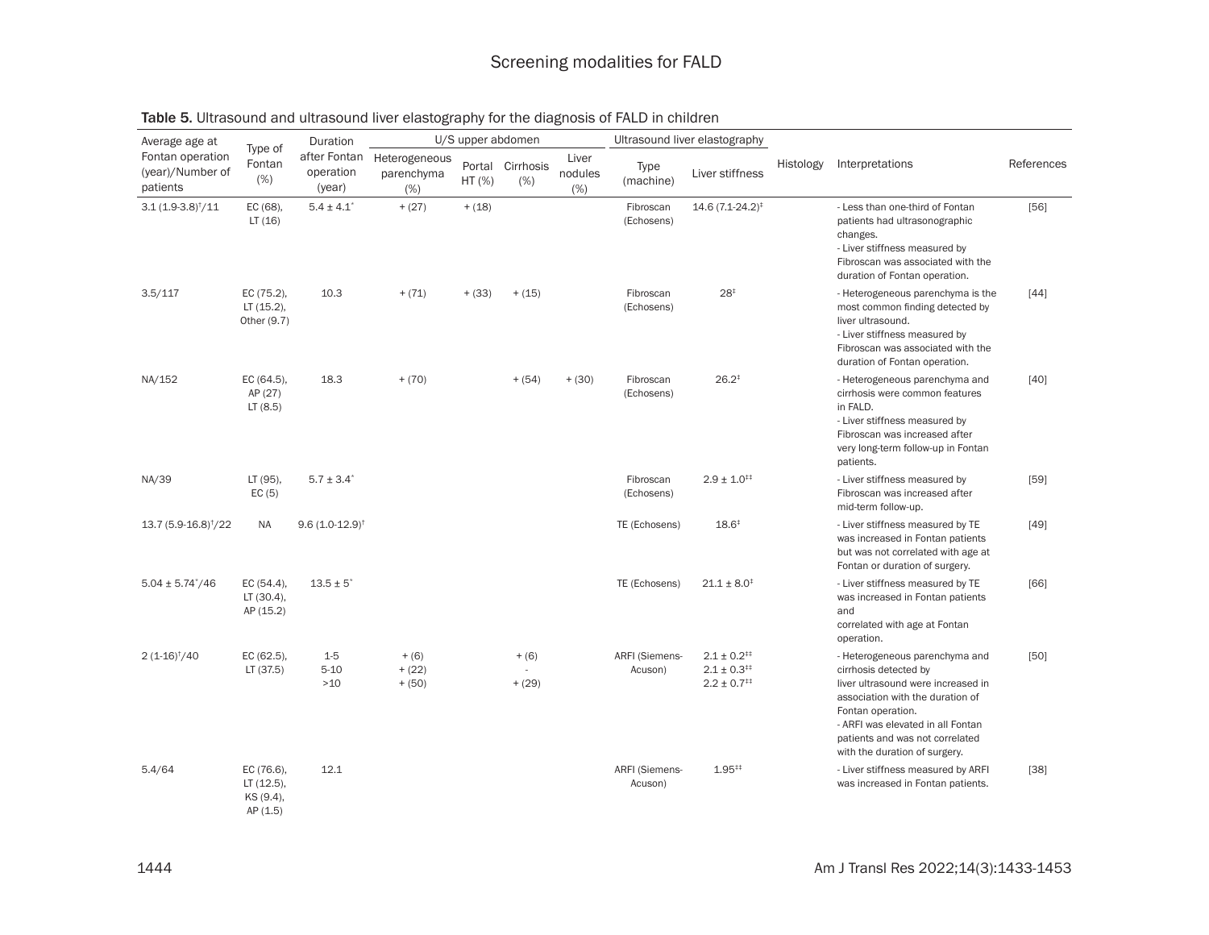**Table 5.** Ultrasound and ultrasound liver elastography for the diagnosis of FALD in children

| Average age at Fontan operation (year)/Number of patients | Type of Fontan (%) | Duration after Fontan operation (year) | U/S upper abdomen | | | | Ultrasound liver elastography | | Histology | Interpretations | References |
|---|---|---|---|---|---|---|---|---|---|---|---|
| | | | Heterogeneous parenchyma (%) | Portal HT (%) | Cirrhosis (%) | Liver nodules (%) | Type (machine) | Liver stiffness | | | |
| 3.1 (1.9-3.8)†/11 | EC (68), LT (16) | 5.4 ± 4.1* | + (27) | + (18) | | | Fibroscan (Echosens) | 14.6 (7.1-24.2)‡ | | - Less than one-third of Fontan patients had ultrasonographic changes.<br>- Liver stiffness measured by Fibroscan was associated with the duration of Fontan operation. | [56] |
| 3.5/117 | EC (75.2), LT (15.2), Other (9.7) | 10.3 | + (71) | + (33) | + (15) | | Fibroscan (Echosens) | 28‡ | | - Heterogeneous parenchyma is the most common finding detected by liver ultrasound.<br>- Liver stiffness measured by Fibroscan was associated with the duration of Fontan operation. | [44] |
| NA/152 | EC (64.5), AP (27) LT (8.5) | 18.3 | + (70) | | + (54) | + (30) | Fibroscan (Echosens) | 26.2‡ | | - Heterogeneous parenchyma and cirrhosis were common features in FALD.<br>- Liver stiffness measured by Fibroscan was increased after very long-term follow-up in Fontan patients. | [40] |
| NA/39 | LT (95), EC (5) | 5.7 ± 3.4* | | | | | Fibroscan (Echosens) | 2.9 ± 1.0‡‡ | | - Liver stiffness measured by Fibroscan was increased after mid-term follow-up. | [59] |
| 13.7 (5.9-16.8)†/22 | NA | 9.6 (1.0-12.9)† | | | | | TE (Echosens) | 18.6‡ | | - Liver stiffness measured by TE was increased in Fontan patients but was not correlated with age at Fontan or duration of surgery. | [49] |
| 5.04 ± 5.74*/46 | EC (54.4), LT (30.4), AP (15.2) | 13.5 ± 5* | | | | | TE (Echosens) | 21.1 ± 8.0‡ | | - Liver stiffness measured by TE was increased in Fontan patients and correlated with age at Fontan operation. | [66] |
| 2 (1-16)†/40 | EC (62.5), LT (37.5) | 1-5<br>5-10<br>>10 | + (6)<br>+ (22)<br>+ (50) | | + (6)<br>-<br>+ (29) | | ARFI (Siemens-Acuson) | 2.1 ± 0.2‡‡<br>2.1 ± 0.3‡‡<br>2.2 ± 0.7‡‡ | | - Heterogeneous parenchyma and cirrhosis detected by liver ultrasound were increased in association with the duration of Fontan operation.<br>- ARFI was elevated in all Fontan patients and was not correlated with the duration of surgery. | [50] |
| 5.4/64 | EC (76.6), LT (12.5), KS (9.4), AP (1.5) | 12.1 | | | | | ARFI (Siemens-Acuson) | 1.95‡‡ | | - Liver stiffness measured by ARFI was increased in Fontan patients. | [38] |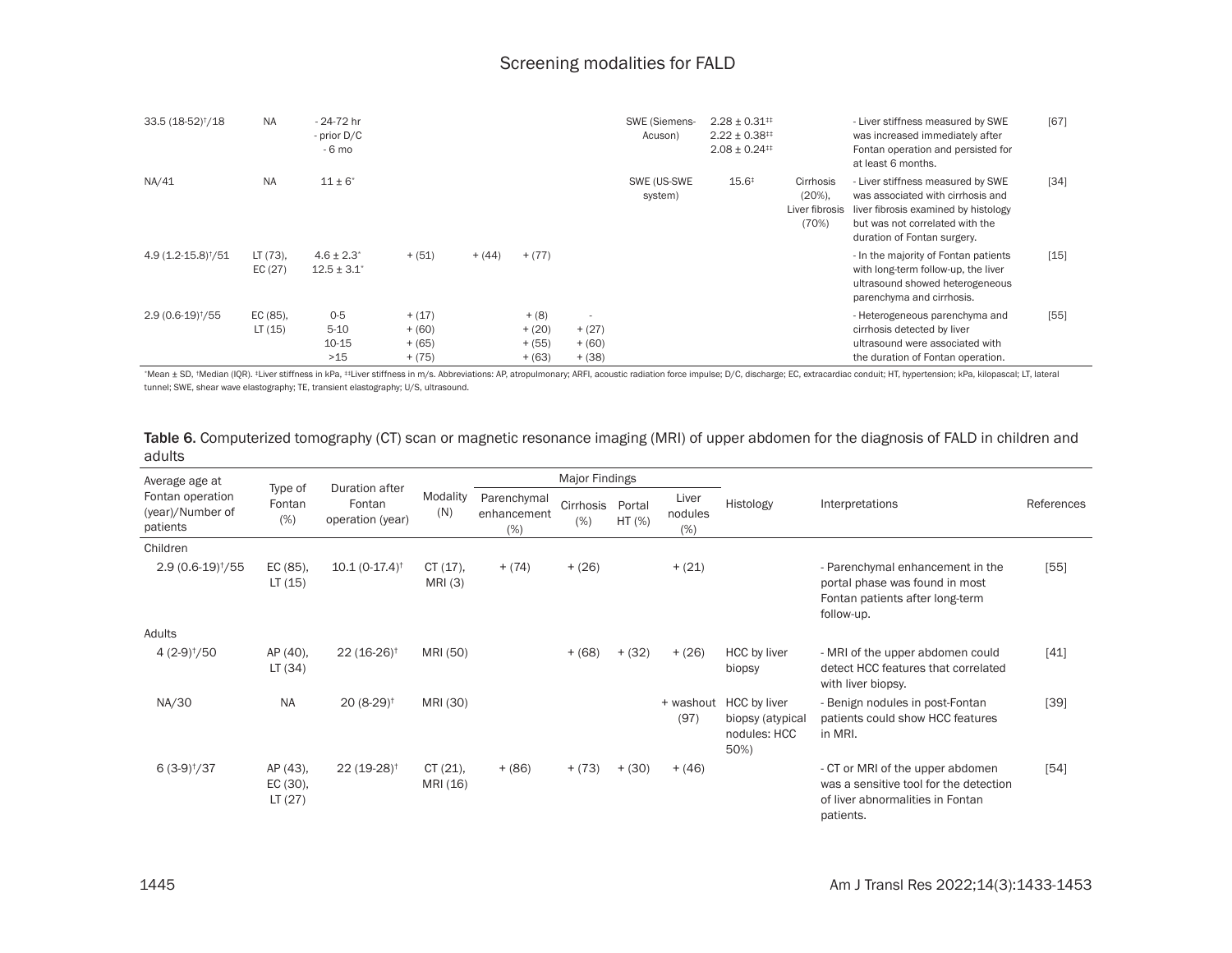| | | | | | | | | | | | |
|---|---|---|---|---|---|---|---|---|---|---|---|
| 33.5 (18-52)†/18 | NA | - 24-72 hr<br>- prior D/C<br>- 6 mo | | | | | SWE (Siemens-Acuson) | 2.28 ± 0.31‡‡<br>2.22 ± 0.38‡‡<br>2.08 ± 0.24‡‡ | | - Liver stiffness measured by SWE was increased immediately after Fontan operation and persisted for at least 6 months. | [67] |
| NA/41 | NA | 11 ± 6* | | | | | SWE (US-SWE system) | 15.6‡ | Cirrhosis (20%), Liver fibrosis (70%) | - Liver stiffness measured by SWE was associated with cirrhosis and liver fibrosis examined by histology but was not correlated with the duration of Fontan surgery. | [34] |
| 4.9 (1.2-15.8)†/51 | LT (73), EC (27) | 4.6 ± 2.3*<br>12.5 ± 3.1* | + (51) | + (44) | + (77) | | | | | - In the majority of Fontan patients with long-term follow-up, the liver ultrasound showed heterogeneous parenchyma and cirrhosis. | [15] |
| 2.9 (0.6-19)†/55 | EC (85), LT (15) | 0-5<br>5-10<br>10-15<br>>15 | + (17)<br>+ (60)<br>+ (65)<br>+ (75) | | + (8)<br>+ (20)<br>+ (55)<br>+ (63) | -<br>+ (27)<br>+ (60)<br>+ (38) | | | | - Heterogeneous parenchyma and cirrhosis detected by liver ultrasound were associated with the duration of Fontan operation. | [55] |

*Mean ± SD, †Median (IQR). ‡Liver stiffness in kPa, ‡‡Liver stiffness in m/s. Abbreviations: AP, atropulmonary; ARFI, acoustic radiation force impulse; D/C, discharge; EC, extracardiac conduit; HT, hypertension; kPa, kilopascal; LT, lateral tunnel; SWE, shear wave elastography; TE, transient elastography; U/S, ultrasound.

**Table 6.** Computerized tomography (CT) scan or magnetic resonance imaging (MRI) of upper abdomen for the diagnosis of FALD in children and adults

| Average age at Fontan operation (year)/Number of patients | Type of Fontan (%) | Duration after Fontan operation (year) | Modality (N) | Major Findings | | | | Histology | Interpretations | References |
|---|---|---|---|---|---|---|---|---|---|---|
| | | | | Parenchymal enhancement (%) | Cirrhosis (%) | Portal HT (%) | Liver nodules (%) | | | |
| Children | | | | | | | | | | |
| 2.9 (0.6-19)†/55 | EC (85), LT (15) | 10.1 (0-17.4)† | CT (17), MRI (3) | + (74) | + (26) | | + (21) | | - Parenchymal enhancement in the portal phase was found in most Fontan patients after long-term follow-up. | [55] |
| Adults | | | | | | | | | | |
| 4 (2-9)†/50 | AP (40), LT (34) | 22 (16-26)† | MRI (50) | | + (68) | + (32) | + (26) | HCC by liver biopsy | - MRI of the upper abdomen could detect HCC features that correlated with liver biopsy. | [41] |
| NA/30 | NA | 20 (8-29)† | MRI (30) | | | | + washout (97) | HCC by liver biopsy (atypical nodules: HCC 50%) | - Benign nodules in post-Fontan patients could show HCC features in MRI. | [39] |
| 6 (3-9)†/37 | AP (43), EC (30), LT (27) | 22 (19-28)† | CT (21), MRI (16) | + (86) | + (73) | + (30) | + (46) | | - CT or MRI of the upper abdomen was a sensitive tool for the detection of liver abnormalities in Fontan patients. | [54] |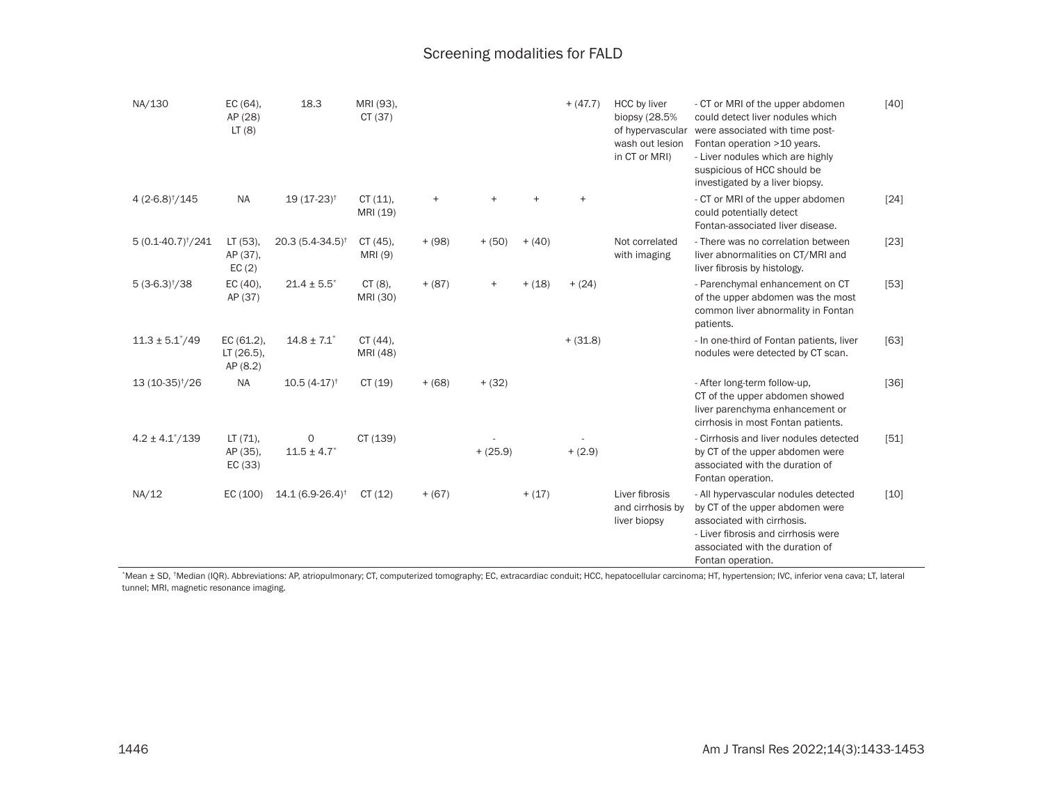| | | | | | | | | | | |
|---|---|---|---|---|---|---|---|---|---|---|
| NA/130 | EC (64), AP (28) LT (8) | 18.3 | MRI (93), CT (37) | | | | + (47.7) | HCC by liver biopsy (28.5% of hypervascular wash out lesion in CT or MRI) | - CT or MRI of the upper abdomen could detect liver nodules which were associated with time post-Fontan operation >10 years.<br>- Liver nodules which are highly suspicious of HCC should be investigated by a liver biopsy. | [40] |
| 4 (2-6.8)†/145 | NA | 19 (17-23)† | CT (11), MRI (19) | + | + | + | + | | - CT or MRI of the upper abdomen could potentially detect Fontan-associated liver disease. | [24] |
| 5 (0.1-40.7)†/241 | LT (53), AP (37), EC (2) | 20.3 (5.4-34.5)† | CT (45), MRI (9) | + (98) | + (50) | + (40) | | Not correlated with imaging | - There was no correlation between liver abnormalities on CT/MRI and liver fibrosis by histology. | [23] |
| 5 (3-6.3)†/38 | EC (40), AP (37) | 21.4 ± 5.5* | CT (8), MRI (30) | + (87) | + | + (18) | + (24) | | - Parenchymal enhancement on CT of the upper abdomen was the most common liver abnormality in Fontan patients. | [53] |
| 11.3 ± 5.1*/49 | EC (61.2), LT (26.5), AP (8.2) | 14.8 ± 7.1* | CT (44), MRI (48) | | | | + (31.8) | | - In one-third of Fontan patients, liver nodules were detected by CT scan. | [63] |
| 13 (10-35)†/26 | NA | 10.5 (4-17)† | CT (19) | + (68) | + (32) | | | | - After long-term follow-up, CT of the upper abdomen showed liver parenchyma enhancement or cirrhosis in most Fontan patients. | [36] |
| 4.2 ± 4.1*/139 | LT (71), AP (35), EC (33) | 0<br>11.5 ± 4.7* | CT (139) | | -<br>+ (25.9) | | -<br>+ (2.9) | | - Cirrhosis and liver nodules detected by CT of the upper abdomen were associated with the duration of Fontan operation. | [51] |
| NA/12 | EC (100) | 14.1 (6.9-26.4)† | CT (12) | + (67) | | + (17) | | Liver fibrosis and cirrhosis by liver biopsy | - All hypervascular nodules detected by CT of the upper abdomen were associated with cirrhosis.<br>- Liver fibrosis and cirrhosis were associated with the duration of Fontan operation. | [10] |

*Mean ± SD, †Median (IQR). Abbreviations: AP, atriopulmonary; CT, computerized tomography; EC, extracardiac conduit; HCC, hepatocellular carcinoma; HT, hypertension; IVC, inferior vena cava; LT, lateral tunnel; MRI, magnetic resonance imaging.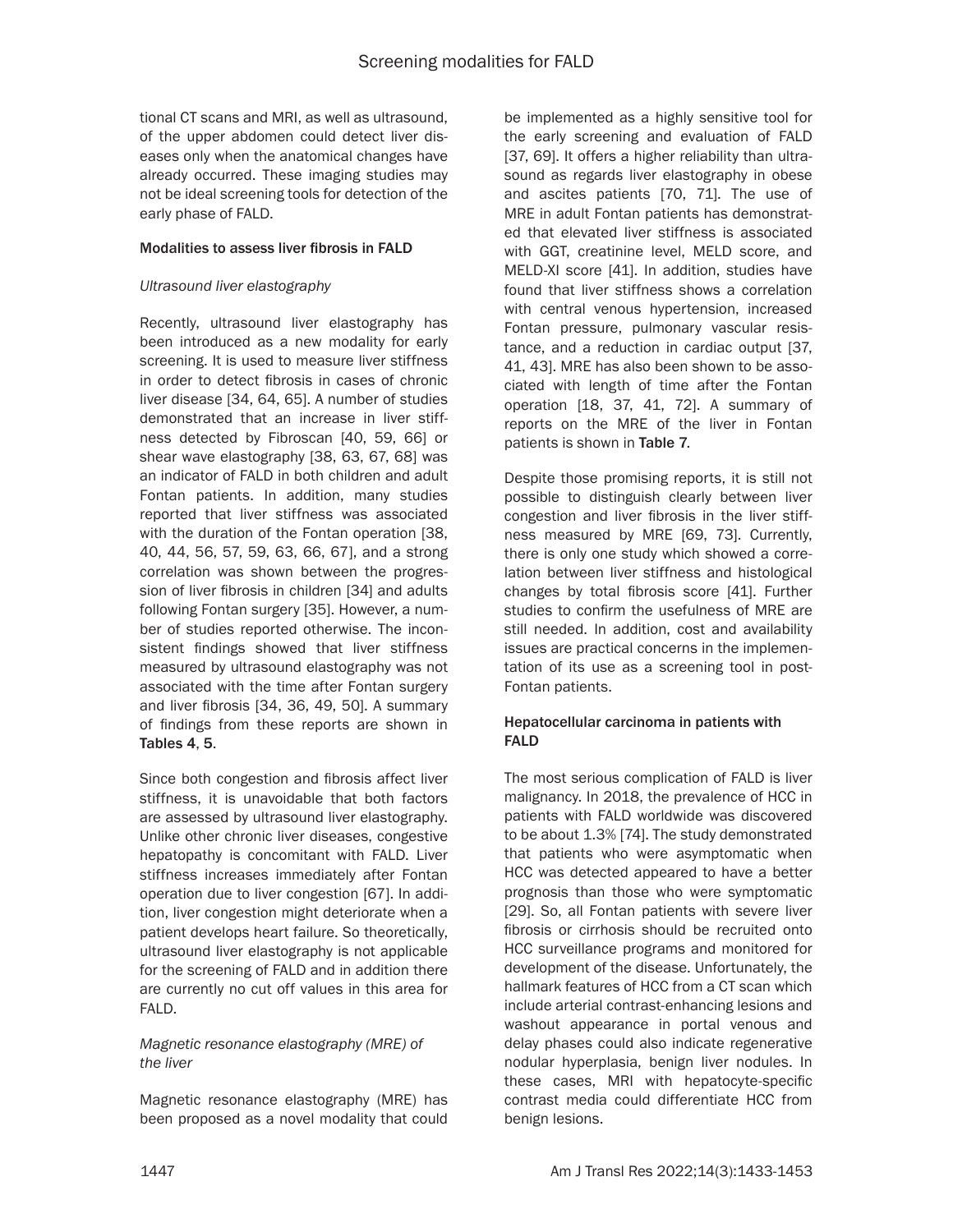tional CT scans and MRI, as well as ultrasound, of the upper abdomen could detect liver diseases only when the anatomical changes have already occurred. These imaging studies may not be ideal screening tools for detection of the early phase of FALD.

### Modalities to assess liver fibrosis in FALD

#### *Ultrasound liver elastography*

Recently, ultrasound liver elastography has been introduced as a new modality for early screening. It is used to measure liver stiffness in order to detect fibrosis in cases of chronic liver disease [34, 64, 65]. A number of studies demonstrated that an increase in liver stiffness detected by Fibroscan [40, 59, 66] or shear wave elastography [38, 63, 67, 68] was an indicator of FALD in both children and adult Fontan patients. In addition, many studies reported that liver stiffness was associated with the duration of the Fontan operation [38, 40, 44, 56, 57, 59, 63, 66, 67], and a strong correlation was shown between the progression of liver fibrosis in children [34] and adults following Fontan surgery [35]. However, a number of studies reported otherwise. The inconsistent findings showed that liver stiffness measured by ultrasound elastography was not associated with the time after Fontan surgery and liver fibrosis [34, 36, 49, 50]. A summary of findings from these reports are shown in **Tables 4**, **5**.

Since both congestion and fibrosis affect liver stiffness, it is unavoidable that both factors are assessed by ultrasound liver elastography. Unlike other chronic liver diseases, congestive hepatopathy is concomitant with FALD. Liver stiffness increases immediately after Fontan operation due to liver congestion [67]. In addition, liver congestion might deteriorate when a patient develops heart failure. So theoretically, ultrasound liver elastography is not applicable for the screening of FALD and in addition there are currently no cut off values in this area for FALD.

#### *Magnetic resonance elastography (MRE) of the liver*

Magnetic resonance elastography (MRE) has been proposed as a novel modality that could be implemented as a highly sensitive tool for the early screening and evaluation of FALD [37, 69]. It offers a higher reliability than ultrasound as regards liver elastography in obese and ascites patients [70, 71]. The use of MRE in adult Fontan patients has demonstrated that elevated liver stiffness is associated with GGT, creatinine level, MELD score, and MELD-XI score [41]. In addition, studies have found that liver stiffness shows a correlation with central venous hypertension, increased Fontan pressure, pulmonary vascular resistance, and a reduction in cardiac output [37, 41, 43]. MRE has also been shown to be associated with length of time after the Fontan operation [18, 37, 41, 72]. A summary of reports on the MRE of the liver in Fontan patients is shown in **Table 7**.

Despite those promising reports, it is still not possible to distinguish clearly between liver congestion and liver fibrosis in the liver stiffness measured by MRE [69, 73]. Currently, there is only one study which showed a correlation between liver stiffness and histological changes by total fibrosis score [41]. Further studies to confirm the usefulness of MRE are still needed. In addition, cost and availability issues are practical concerns in the implementation of its use as a screening tool in post-Fontan patients.

### Hepatocellular carcinoma in patients with FALD

The most serious complication of FALD is liver malignancy. In 2018, the prevalence of HCC in patients with FALD worldwide was discovered to be about 1.3% [74]. The study demonstrated that patients who were asymptomatic when HCC was detected appeared to have a better prognosis than those who were symptomatic [29]. So, all Fontan patients with severe liver fibrosis or cirrhosis should be recruited onto HCC surveillance programs and monitored for development of the disease. Unfortunately, the hallmark features of HCC from a CT scan which include arterial contrast-enhancing lesions and washout appearance in portal venous and delay phases could also indicate regenerative nodular hyperplasia, benign liver nodules. In these cases, MRI with hepatocyte-specific contrast media could differentiate HCC from benign lesions.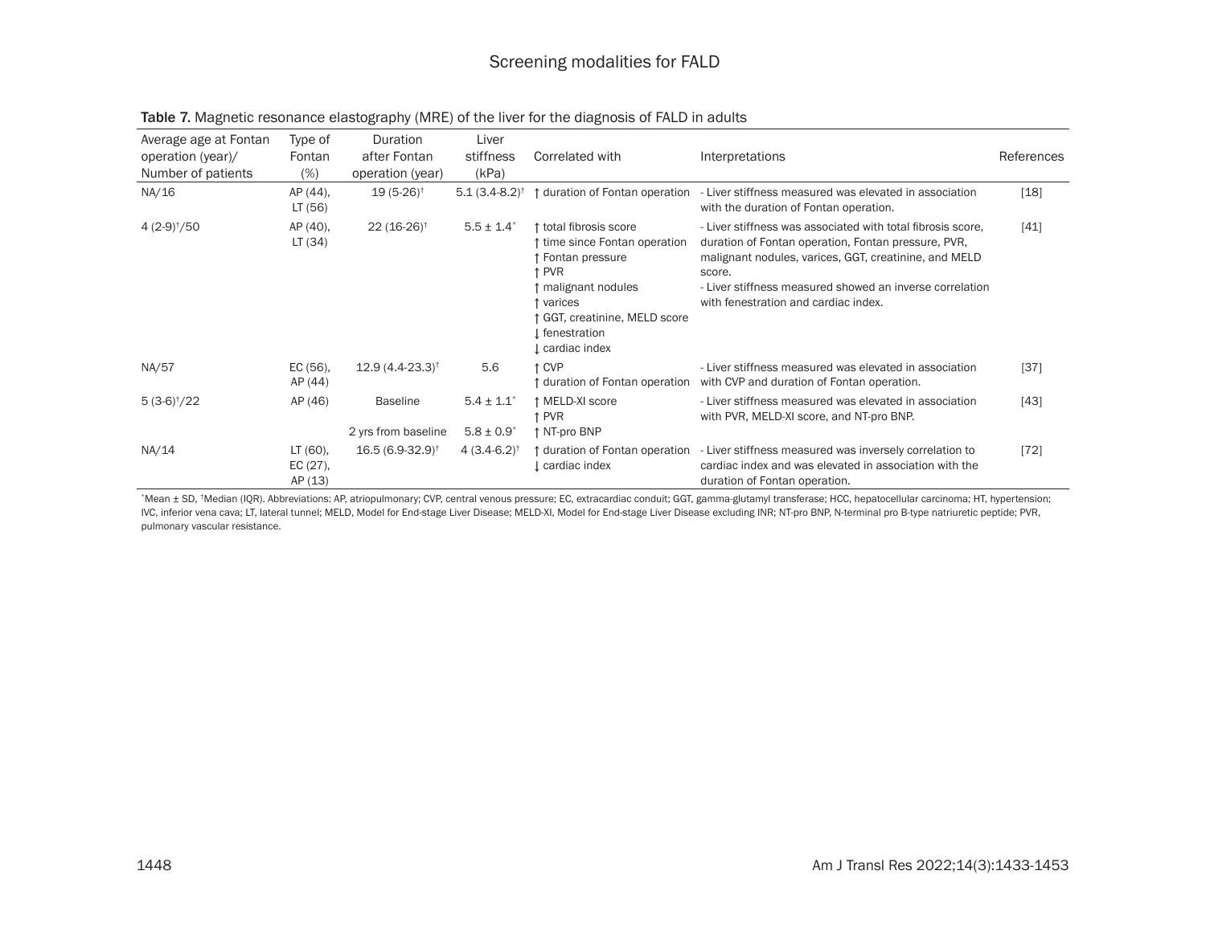**Table 7.** Magnetic resonance elastography (MRE) of the liver for the diagnosis of FALD in adults

| Average age at Fontan operation (year)/ Number of patients | Type of Fontan (%) | Duration after Fontan operation (year) | Liver stiffness (kPa) | Correlated with | Interpretations | References |
|---|---|---|---|---|---|---|
| NA/16 | AP (44), LT (56) | 19 (5-26)† | 5.1 (3.4-8.2)† | ↑ duration of Fontan operation | - Liver stiffness measured was elevated in association with the duration of Fontan operation. | [18] |
| 4 (2-9)†/50 | AP (40), LT (34) | 22 (16-26)† | 5.5 ± 1.4* | ↑ total fibrosis score<br>↑ time since Fontan operation<br>↑ Fontan pressure<br>↑ PVR<br>↑ malignant nodules<br>↑ varices<br>↑ GGT, creatinine, MELD score<br>↓ fenestration<br>↓ cardiac index | - Liver stiffness was associated with total fibrosis score, duration of Fontan operation, Fontan pressure, PVR, malignant nodules, varices, GGT, creatinine, and MELD score.<br>- Liver stiffness measured showed an inverse correlation with fenestration and cardiac index. | [41] |
| NA/57 | EC (56), AP (44) | 12.9 (4.4-23.3)† | 5.6 | ↑ CVP<br>↑ duration of Fontan operation | - Liver stiffness measured was elevated in association with CVP and duration of Fontan operation. | [37] |
| 5 (3-6)†/22 | AP (46) | Baseline | 5.4 ± 1.1* | ↑ MELD-XI score<br>↑ PVR | - Liver stiffness measured was elevated in association with PVR, MELD-XI score, and NT-pro BNP. | [43] |
| | | 2 yrs from baseline | 5.8 ± 0.9* | ↑ NT-pro BNP | | |
| NA/14 | LT (60), EC (27), AP (13) | 16.5 (6.9-32.9)† | 4 (3.4-6.2)† | ↑ duration of Fontan operation<br>↓ cardiac index | - Liver stiffness measured was inversely correlation to cardiac index and was elevated in association with the duration of Fontan operation. | [72] |

*Mean ± SD, †Median (IQR). Abbreviations: AP, atriopulmonary; CVP, central venous pressure; EC, extracardiac conduit; GGT, gamma-glutamyl transferase; HCC, hepatocellular carcinoma; HT, hypertension; IVC, inferior vena cava; LT, lateral tunnel; MELD, Model for End-stage Liver Disease; MELD-XI, Model for End-stage Liver Disease excluding INR; NT-pro BNP, N-terminal pro B-type natriuretic peptide; PVR, pulmonary vascular resistance.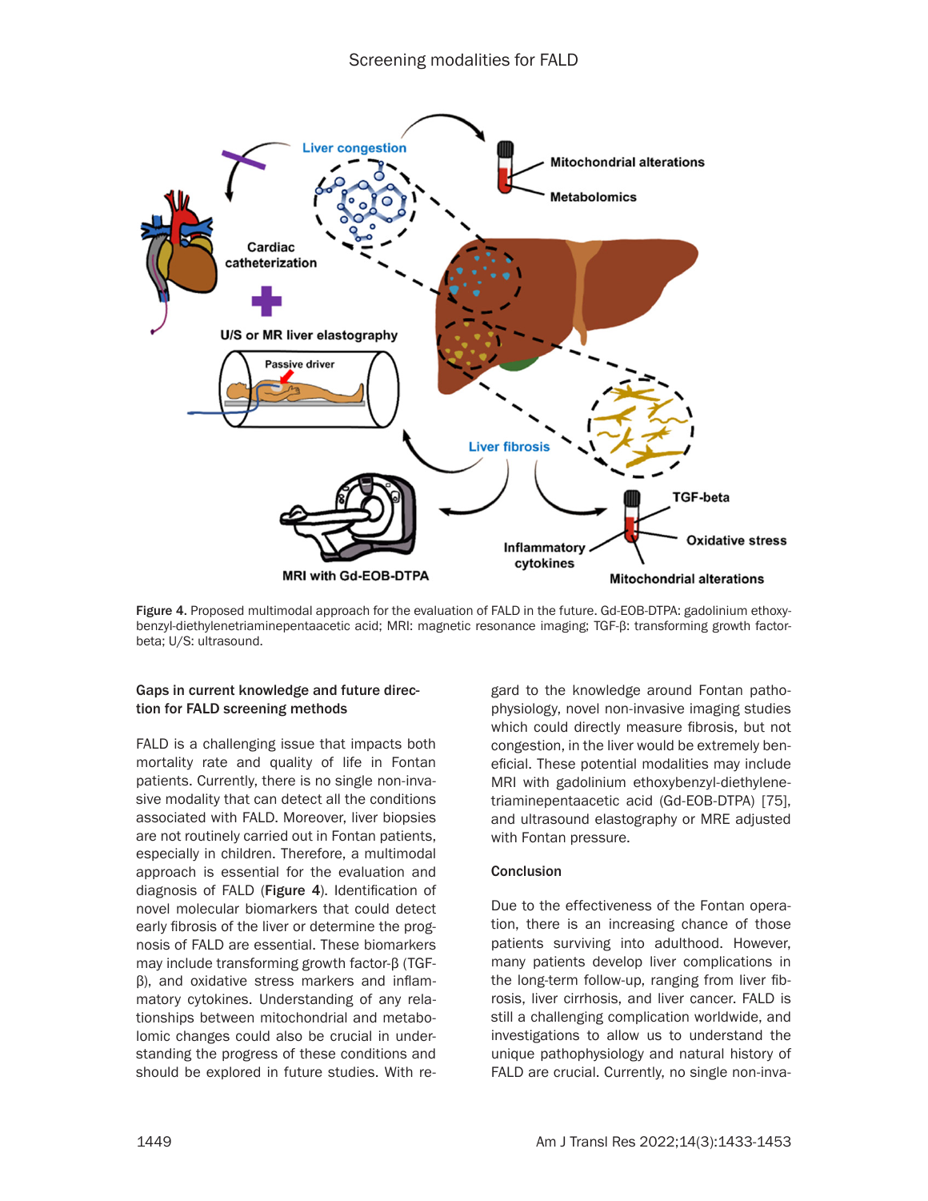Figure 4. Proposed multimodal approach for the evaluation of FALD in the future. Gd-EOB-DTPA: gadolinium ethoxybenzyl-diethylenetriaminepentaacetic acid; MRI: magnetic resonance imaging; TGF-β: transforming growth factor-beta; U/S: ultrasound.

### Gaps in current knowledge and future direction for FALD screening methods

FALD is a challenging issue that impacts both mortality rate and quality of life in Fontan patients. Currently, there is no single non-invasive modality that can detect all the conditions associated with FALD. Moreover, liver biopsies are not routinely carried out in Fontan patients, especially in children. Therefore, a multimodal approach is essential for the evaluation and diagnosis of FALD (**Figure 4**). Identification of novel molecular biomarkers that could detect early fibrosis of the liver or determine the prognosis of FALD are essential. These biomarkers may include transforming growth factor-β (TGF-β), and oxidative stress markers and inflammatory cytokines. Understanding of any relationships between mitochondrial and metabolomic changes could also be crucial in understanding the progress of these conditions and should be explored in future studies. With regard to the knowledge around Fontan pathophysiology, novel non-invasive imaging studies which could directly measure fibrosis, but not congestion, in the liver would be extremely beneficial. These potential modalities may include MRI with gadolinium ethoxybenzyl-diethylenetriaminepentaacetic acid (Gd-EOB-DTPA) [75], and ultrasound elastography or MRE adjusted with Fontan pressure.

### Conclusion

Due to the effectiveness of the Fontan operation, there is an increasing chance of those patients surviving into adulthood. However, many patients develop liver complications in the long-term follow-up, ranging from liver fibrosis, liver cirrhosis, and liver cancer. FALD is still a challenging complication worldwide, and investigations to allow us to understand the unique pathophysiology and natural history of FALD are crucial. Currently, no single non-inva-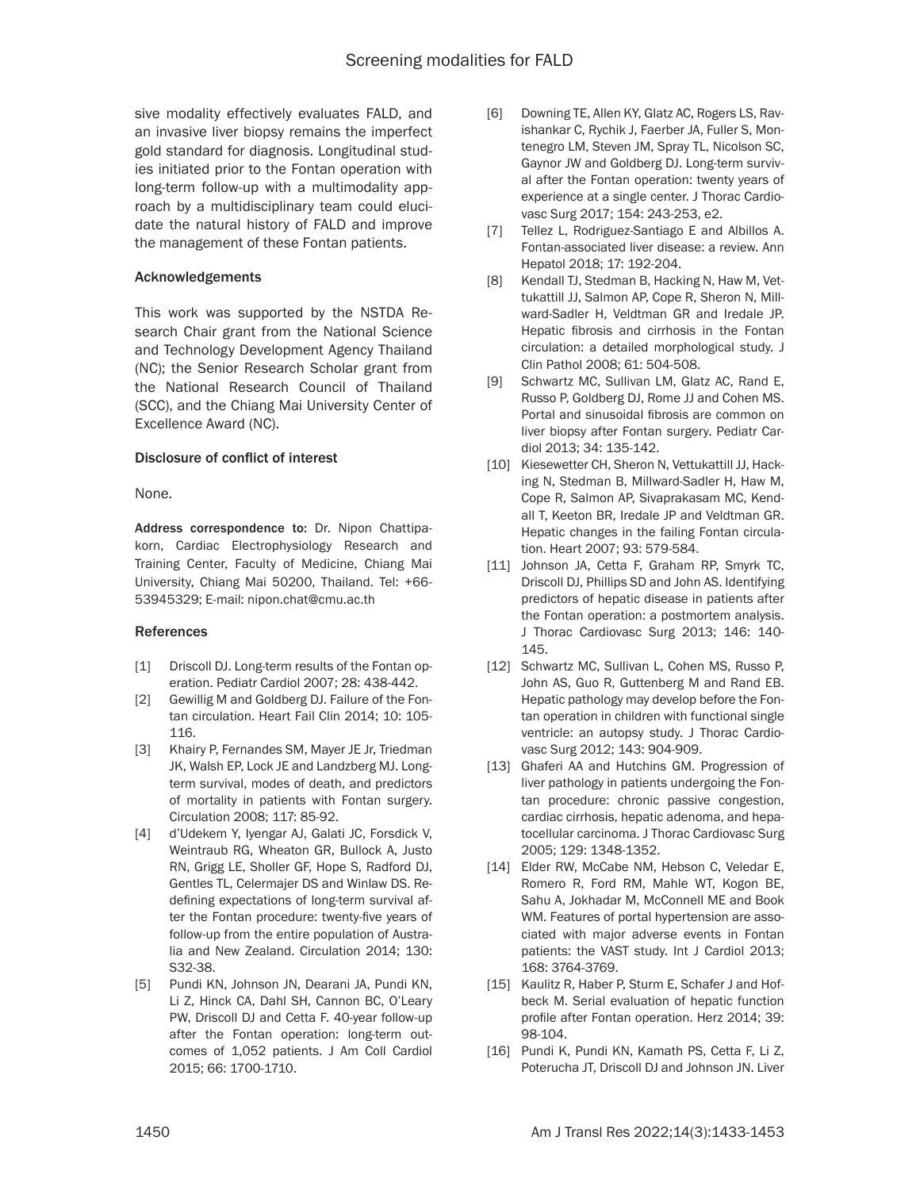sive modality effectively evaluates FALD, and an invasive liver biopsy remains the imperfect gold standard for diagnosis. Longitudinal studies initiated prior to the Fontan operation with long-term follow-up with a multimodality approach by a multidisciplinary team could elucidate the natural history of FALD and improve the management of these Fontan patients.

### Acknowledgements

This work was supported by the NSTDA Research Chair grant from the National Science and Technology Development Agency Thailand (NC); the Senior Research Scholar grant from the National Research Council of Thailand (SCC), and the Chiang Mai University Center of Excellence Award (NC).

### Disclosure of conflict of interest

None.

**Address correspondence to:** Dr. Nipon Chattipakorn, Cardiac Electrophysiology Research and Training Center, Faculty of Medicine, Chiang Mai University, Chiang Mai 50200, Thailand. Tel: +66-53945329; E-mail: nipon.chat@cmu.ac.th

### References

[1] Driscoll DJ. Long-term results of the Fontan operation. Pediatr Cardiol 2007; 28: 438-442.

[2] Gewillig M and Goldberg DJ. Failure of the Fontan circulation. Heart Fail Clin 2014; 10: 105-116.

[3] Khairy P, Fernandes SM, Mayer JE Jr, Triedman JK, Walsh EP, Lock JE and Landzberg MJ. Long-term survival, modes of death, and predictors of mortality in patients with Fontan surgery. Circulation 2008; 117: 85-92.

[4] d'Udekem Y, Iyengar AJ, Galati JC, Forsdick V, Weintraub RG, Wheaton GR, Bullock A, Justo RN, Grigg LE, Sholler GF, Hope S, Radford DJ, Gentles TL, Celermajer DS and Winlaw DS. Redefining expectations of long-term survival after the Fontan procedure: twenty-five years of follow-up from the entire population of Australia and New Zealand. Circulation 2014; 130: S32-38.

[5] Pundi KN, Johnson JN, Dearani JA, Pundi KN, Li Z, Hinck CA, Dahl SH, Cannon BC, O'Leary PW, Driscoll DJ and Cetta F. 40-year follow-up after the Fontan operation: long-term outcomes of 1,052 patients. J Am Coll Cardiol 2015; 66: 1700-1710.

[6] Downing TE, Allen KY, Glatz AC, Rogers LS, Ravishankar C, Rychik J, Faerber JA, Fuller S, Montenegro LM, Steven JM, Spray TL, Nicolson SC, Gaynor JW and Goldberg DJ. Long-term survival after the Fontan operation: twenty years of experience at a single center. J Thorac Cardiovasc Surg 2017; 154: 243-253, e2.

[7] Tellez L, Rodriguez-Santiago E and Albillos A. Fontan-associated liver disease: a review. Ann Hepatol 2018; 17: 192-204.

[8] Kendall TJ, Stedman B, Hacking N, Haw M, Vettukattill JJ, Salmon AP, Cope R, Sheron N, Millward-Sadler H, Veldtman GR and Iredale JP. Hepatic fibrosis and cirrhosis in the Fontan circulation: a detailed morphological study. J Clin Pathol 2008; 61: 504-508.

[9] Schwartz MC, Sullivan LM, Glatz AC, Rand E, Russo P, Goldberg DJ, Rome JJ and Cohen MS. Portal and sinusoidal fibrosis are common on liver biopsy after Fontan surgery. Pediatr Cardiol 2013; 34: 135-142.

[10] Kiesewetter CH, Sheron N, Vettukattill JJ, Hacking N, Stedman B, Millward-Sadler H, Haw M, Cope R, Salmon AP, Sivaprakasam MC, Kendall T, Keeton BR, Iredale JP and Veldtman GR. Hepatic changes in the failing Fontan circulation. Heart 2007; 93: 579-584.

[11] Johnson JA, Cetta F, Graham RP, Smyrk TC, Driscoll DJ, Phillips SD and John AS. Identifying predictors of hepatic disease in patients after the Fontan operation: a postmortem analysis. J Thorac Cardiovasc Surg 2013; 146: 140-145.

[12] Schwartz MC, Sullivan L, Cohen MS, Russo P, John AS, Guo R, Guttenberg M and Rand EB. Hepatic pathology may develop before the Fontan operation in children with functional single ventricle: an autopsy study. J Thorac Cardiovasc Surg 2012; 143: 904-909.

[13] Ghaferi AA and Hutchins GM. Progression of liver pathology in patients undergoing the Fontan procedure: chronic passive congestion, cardiac cirrhosis, hepatic adenoma, and hepatocellular carcinoma. J Thorac Cardiovasc Surg 2005; 129: 1348-1352.

[14] Elder RW, McCabe NM, Hebson C, Veledar E, Romero R, Ford RM, Mahle WT, Kogon BE, Sahu A, Jokhadar M, McConnell ME and Book WM. Features of portal hypertension are associated with major adverse events in Fontan patients: the VAST study. Int J Cardiol 2013; 168: 3764-3769.

[15] Kaulitz R, Haber P, Sturm E, Schafer J and Hofbeck M. Serial evaluation of hepatic function profile after Fontan operation. Herz 2014; 39: 98-104.

[16] Pundi K, Pundi KN, Kamath PS, Cetta F, Li Z, Poterucha JT, Driscoll DJ and Johnson JN. Liver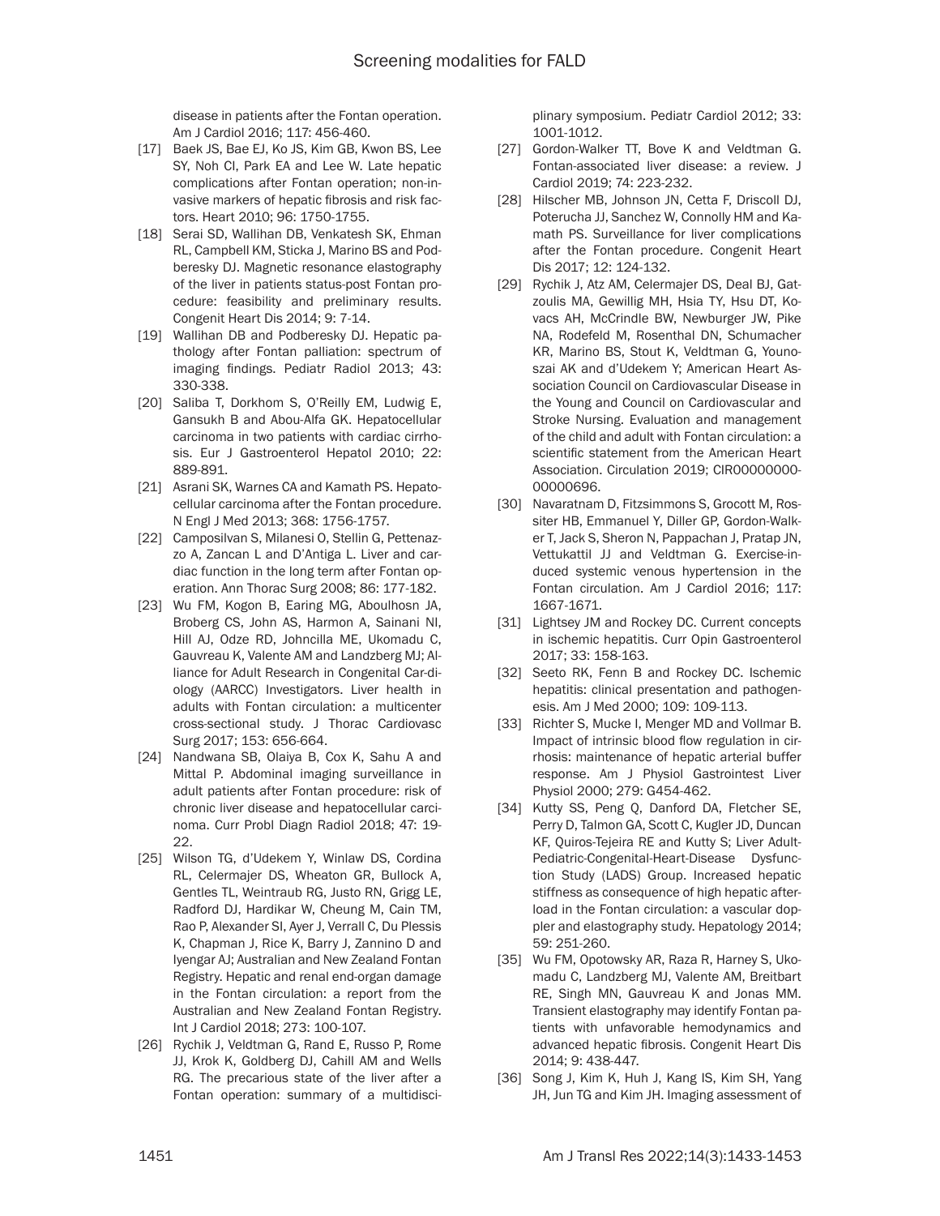disease in patients after the Fontan operation. Am J Cardiol 2016; 117: 456-460.

[17] Baek JS, Bae EJ, Ko JS, Kim GB, Kwon BS, Lee SY, Noh CI, Park EA and Lee W. Late hepatic complications after Fontan operation; non-invasive markers of hepatic fibrosis and risk factors. Heart 2010; 96: 1750-1755.

[18] Serai SD, Wallihan DB, Venkatesh SK, Ehman RL, Campbell KM, Sticka J, Marino BS and Podberesky DJ. Magnetic resonance elastography of the liver in patients status-post Fontan procedure: feasibility and preliminary results. Congenit Heart Dis 2014; 9: 7-14.

[19] Wallihan DB and Podberesky DJ. Hepatic pathology after Fontan palliation: spectrum of imaging findings. Pediatr Radiol 2013; 43: 330-338.

[20] Saliba T, Dorkhom S, O'Reilly EM, Ludwig E, Gansukh B and Abou-Alfa GK. Hepatocellular carcinoma in two patients with cardiac cirrhosis. Eur J Gastroenterol Hepatol 2010; 22: 889-891.

[21] Asrani SK, Warnes CA and Kamath PS. Hepatocellular carcinoma after the Fontan procedure. N Engl J Med 2013; 368: 1756-1757.

[22] Camposilvan S, Milanesi O, Stellin G, Pettenazzo A, Zancan L and D'Antiga L. Liver and cardiac function in the long term after Fontan operation. Ann Thorac Surg 2008; 86: 177-182.

[23] Wu FM, Kogon B, Earing MG, Aboulhosn JA, Broberg CS, John AS, Harmon A, Sainani NI, Hill AJ, Odze RD, Johncilla ME, Ukomadu C, Gauvreau K, Valente AM and Landzberg MJ; Alliance for Adult Research in Congenital Car-diology (AARCC) Investigators. Liver health in adults with Fontan circulation: a multicenter cross-sectional study. J Thorac Cardiovasc Surg 2017; 153: 656-664.

[24] Nandwana SB, Olaiya B, Cox K, Sahu A and Mittal P. Abdominal imaging surveillance in adult patients after Fontan procedure: risk of chronic liver disease and hepatocellular carcinoma. Curr Probl Diagn Radiol 2018; 47: 19-22.

[25] Wilson TG, d'Udekem Y, Winlaw DS, Cordina RL, Celermajer DS, Wheaton GR, Bullock A, Gentles TL, Weintraub RG, Justo RN, Grigg LE, Radford DJ, Hardikar W, Cheung M, Cain TM, Rao P, Alexander SI, Ayer J, Verrall C, Du Plessis K, Chapman J, Rice K, Barry J, Zannino D and Iyengar AJ; Australian and New Zealand Fontan Registry. Hepatic and renal end-organ damage in the Fontan circulation: a report from the Australian and New Zealand Fontan Registry. Int J Cardiol 2018; 273: 100-107.

[26] Rychik J, Veldtman G, Rand E, Russo P, Rome JJ, Krok K, Goldberg DJ, Cahill AM and Wells RG. The precarious state of the liver after a Fontan operation: summary of a multidisciplinary symposium. Pediatr Cardiol 2012; 33: 1001-1012.

[27] Gordon-Walker TT, Bove K and Veldtman G. Fontan-associated liver disease: a review. J Cardiol 2019; 74: 223-232.

[28] Hilscher MB, Johnson JN, Cetta F, Driscoll DJ, Poterucha JJ, Sanchez W, Connolly HM and Kamath PS. Surveillance for liver complications after the Fontan procedure. Congenit Heart Dis 2017; 12: 124-132.

[29] Rychik J, Atz AM, Celermajer DS, Deal BJ, Gatzoulis MA, Gewillig MH, Hsia TY, Hsu DT, Kovacs AH, McCrindle BW, Newburger JW, Pike NA, Rodefeld M, Rosenthal DN, Schumacher KR, Marino BS, Stout K, Veldtman G, Younoszai AK and d'Udekem Y; American Heart Association Council on Cardiovascular Disease in the Young and Council on Cardiovascular and Stroke Nursing. Evaluation and management of the child and adult with Fontan circulation: a scientific statement from the American Heart Association. Circulation 2019; CIR0000000000000696.

[30] Navaratnam D, Fitzsimmons S, Grocott M, Rossiter HB, Emmanuel Y, Diller GP, Gordon-Walker T, Jack S, Sheron N, Pappachan J, Pratap JN, Vettukattil JJ and Veldtman G. Exercise-induced systemic venous hypertension in the Fontan circulation. Am J Cardiol 2016; 117: 1667-1671.

[31] Lightsey JM and Rockey DC. Current concepts in ischemic hepatitis. Curr Opin Gastroenterol 2017; 33: 158-163.

[32] Seeto RK, Fenn B and Rockey DC. Ischemic hepatitis: clinical presentation and pathogenesis. Am J Med 2000; 109: 109-113.

[33] Richter S, Mucke I, Menger MD and Vollmar B. Impact of intrinsic blood flow regulation in cirrhosis: maintenance of hepatic arterial buffer response. Am J Physiol Gastrointest Liver Physiol 2000; 279: G454-462.

[34] Kutty SS, Peng Q, Danford DA, Fletcher SE, Perry D, Talmon GA, Scott C, Kugler JD, Duncan KF, Quiros-Tejeira RE and Kutty S; Liver Adult-Pediatric-Congenital-Heart-Disease Dysfunction Study (LADS) Group. Increased hepatic stiffness as consequence of high hepatic afterload in the Fontan circulation: a vascular doppler and elastography study. Hepatology 2014; 59: 251-260.

[35] Wu FM, Opotowsky AR, Raza R, Harney S, Ukomadu C, Landzberg MJ, Valente AM, Breitbart RE, Singh MN, Gauvreau K and Jonas MM. Transient elastography may identify Fontan patients with unfavorable hemodynamics and advanced hepatic fibrosis. Congenit Heart Dis 2014; 9: 438-447.

[36] Song J, Kim K, Huh J, Kang IS, Kim SH, Yang JH, Jun TG and Kim JH. Imaging assessment of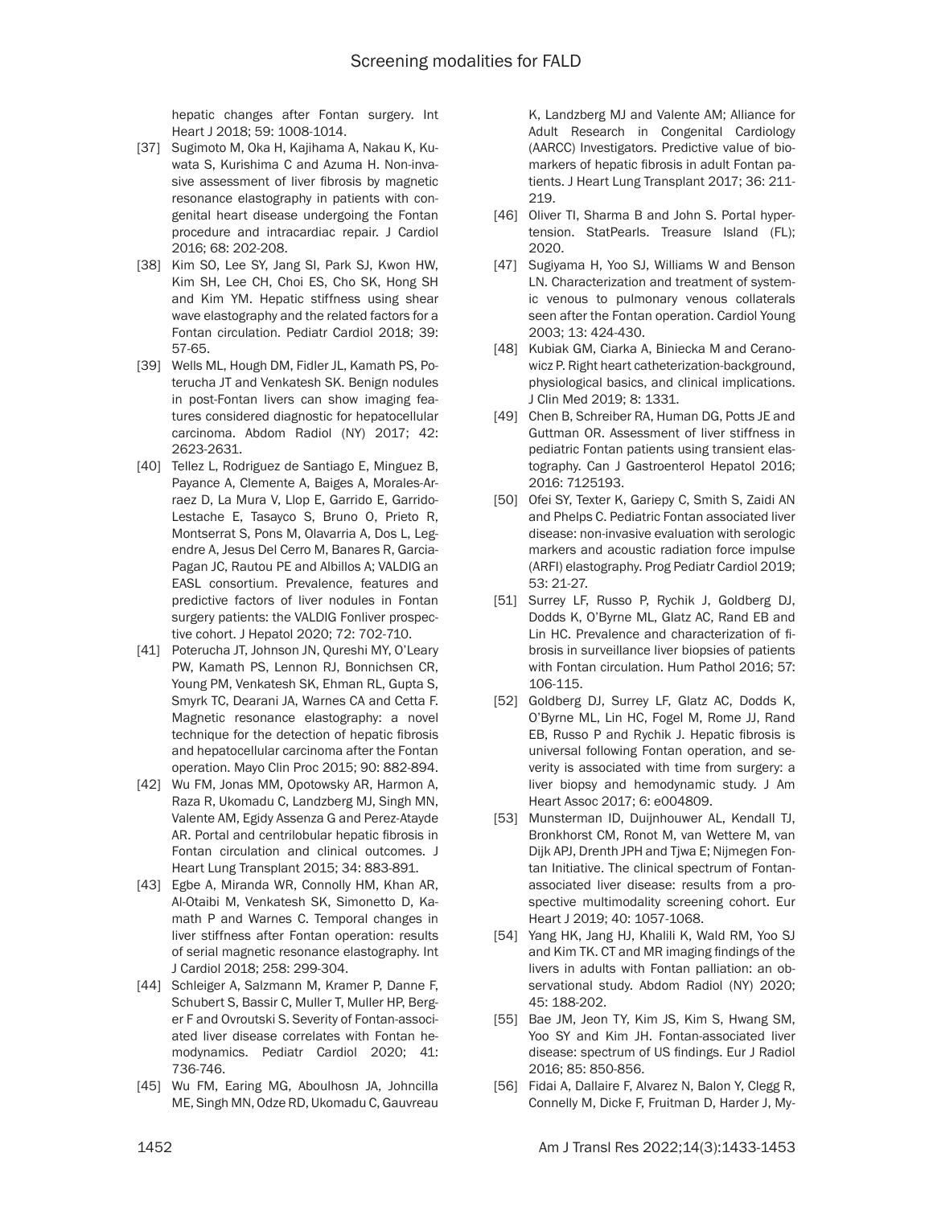hepatic changes after Fontan surgery. Int Heart J 2018; 59: 1008-1014.

[37] Sugimoto M, Oka H, Kajihama A, Nakau K, Kuwata S, Kurishima C and Azuma H. Non-invasive assessment of liver fibrosis by magnetic resonance elastography in patients with congenital heart disease undergoing the Fontan procedure and intracardiac repair. J Cardiol 2016; 68: 202-208.

[38] Kim SO, Lee SY, Jang SI, Park SJ, Kwon HW, Kim SH, Lee CH, Choi ES, Cho SK, Hong SH and Kim YM. Hepatic stiffness using shear wave elastography and the related factors for a Fontan circulation. Pediatr Cardiol 2018; 39: 57-65.

[39] Wells ML, Hough DM, Fidler JL, Kamath PS, Poterucha JT and Venkatesh SK. Benign nodules in post-Fontan livers can show imaging features considered diagnostic for hepatocellular carcinoma. Abdom Radiol (NY) 2017; 42: 2623-2631.

[40] Tellez L, Rodriguez de Santiago E, Minguez B, Payance A, Clemente A, Baiges A, Morales-Arraez D, La Mura V, Llop E, Garrido E, Garrido-Lestache E, Tasayco S, Bruno O, Prieto R, Montserrat S, Pons M, Olavarria A, Dos L, Legendre A, Jesus Del Cerro M, Banares R, Garcia-Pagan JC, Rautou PE and Albillos A; VALDIG an EASL consortium. Prevalence, features and predictive factors of liver nodules in Fontan surgery patients: the VALDIG Fonliver prospective cohort. J Hepatol 2020; 72: 702-710.

[41] Poterucha JT, Johnson JN, Qureshi MY, O'Leary PW, Kamath PS, Lennon RJ, Bonnichsen CR, Young PM, Venkatesh SK, Ehman RL, Gupta S, Smyrk TC, Dearani JA, Warnes CA and Cetta F. Magnetic resonance elastography: a novel technique for the detection of hepatic fibrosis and hepatocellular carcinoma after the Fontan operation. Mayo Clin Proc 2015; 90: 882-894.

[42] Wu FM, Jonas MM, Opotowsky AR, Harmon A, Raza R, Ukomadu C, Landzberg MJ, Singh MN, Valente AM, Egidy Assenza G and Perez-Atayde AR. Portal and centrilobular hepatic fibrosis in Fontan circulation and clinical outcomes. J Heart Lung Transplant 2015; 34: 883-891.

[43] Egbe A, Miranda WR, Connolly HM, Khan AR, Al-Otaibi M, Venkatesh SK, Simonetto D, Kamath P and Warnes C. Temporal changes in liver stiffness after Fontan operation: results of serial magnetic resonance elastography. Int J Cardiol 2018; 258: 299-304.

[44] Schleiger A, Salzmann M, Kramer P, Danne F, Schubert S, Bassir C, Muller T, Muller HP, Berger F and Ovroutski S. Severity of Fontan-associated liver disease correlates with Fontan hemodynamics. Pediatr Cardiol 2020; 41: 736-746.

[45] Wu FM, Earing MG, Aboulhosn JA, Johncilla ME, Singh MN, Odze RD, Ukomadu C, Gauvreau K, Landzberg MJ and Valente AM; Alliance for Adult Research in Congenital Cardiology (AARCC) Investigators. Predictive value of biomarkers of hepatic fibrosis in adult Fontan patients. J Heart Lung Transplant 2017; 36: 211-219.

[46] Oliver TI, Sharma B and John S. Portal hypertension. StatPearls. Treasure Island (FL); 2020.

[47] Sugiyama H, Yoo SJ, Williams W and Benson LN. Characterization and treatment of systemic venous to pulmonary venous collaterals seen after the Fontan operation. Cardiol Young 2003; 13: 424-430.

[48] Kubiak GM, Ciarka A, Biniecka M and Ceranowicz P. Right heart catheterization-background, physiological basics, and clinical implications. J Clin Med 2019; 8: 1331.

[49] Chen B, Schreiber RA, Human DG, Potts JE and Guttman OR. Assessment of liver stiffness in pediatric Fontan patients using transient elastography. Can J Gastroenterol Hepatol 2016; 2016: 7125193.

[50] Ofei SY, Texter K, Gariepy C, Smith S, Zaidi AN and Phelps C. Pediatric Fontan associated liver disease: non-invasive evaluation with serologic markers and acoustic radiation force impulse (ARFI) elastography. Prog Pediatr Cardiol 2019; 53: 21-27.

[51] Surrey LF, Russo P, Rychik J, Goldberg DJ, Dodds K, O'Byrne ML, Glatz AC, Rand EB and Lin HC. Prevalence and characterization of fibrosis in surveillance liver biopsies of patients with Fontan circulation. Hum Pathol 2016; 57: 106-115.

[52] Goldberg DJ, Surrey LF, Glatz AC, Dodds K, O'Byrne ML, Lin HC, Fogel M, Rome JJ, Rand EB, Russo P and Rychik J. Hepatic fibrosis is universal following Fontan operation, and severity is associated with time from surgery: a liver biopsy and hemodynamic study. J Am Heart Assoc 2017; 6: e004809.

[53] Munsterman ID, Duijnhouwer AL, Kendall TJ, Bronkhorst CM, Ronot M, van Wettere M, van Dijk APJ, Drenth JPH and Tjwa E; Nijmegen Fontan Initiative. The clinical spectrum of Fontan-associated liver disease: results from a prospective multimodality screening cohort. Eur Heart J 2019; 40: 1057-1068.

[54] Yang HK, Jang HJ, Khalili K, Wald RM, Yoo SJ and Kim TK. CT and MR imaging findings of the livers in adults with Fontan palliation: an observational study. Abdom Radiol (NY) 2020; 45: 188-202.

[55] Bae JM, Jeon TY, Kim JS, Kim S, Hwang SM, Yoo SY and Kim JH. Fontan-associated liver disease: spectrum of US findings. Eur J Radiol 2016; 85: 850-856.

[56] Fidai A, Dallaire F, Alvarez N, Balon Y, Clegg R, Connelly M, Dicke F, Fruitman D, Harder J, My-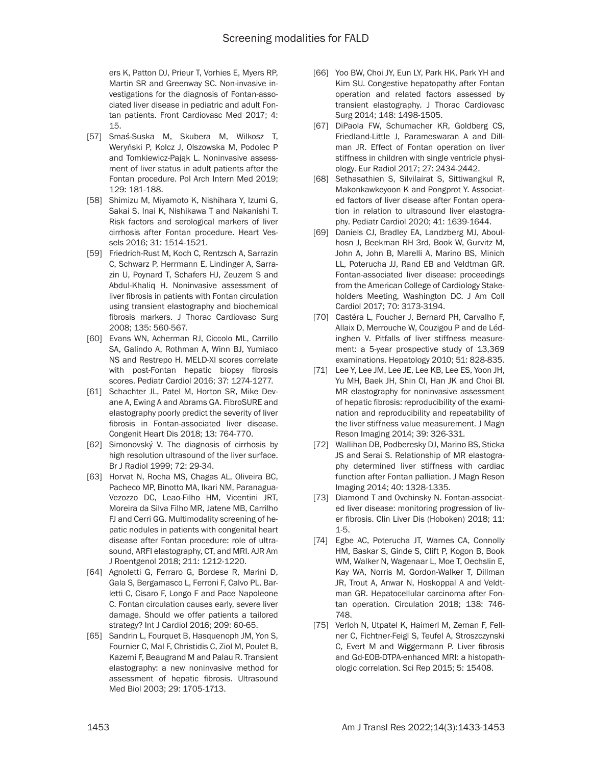ers K, Patton DJ, Prieur T, Vorhies E, Myers RP, Martin SR and Greenway SC. Non-invasive investigations for the diagnosis of Fontan-associated liver disease in pediatric and adult Fontan patients. Front Cardiovasc Med 2017; 4: 15.

[57] Smaś-Suska M, Skubera M, Wilkosz T, Weryński P, Kolcz J, Olszowska M, Podolec P and Tomkiewicz-Pająk L. Noninvasive assessment of liver status in adult patients after the Fontan procedure. Pol Arch Intern Med 2019; 129: 181-188.

[58] Shimizu M, Miyamoto K, Nishihara Y, Izumi G, Sakai S, Inai K, Nishikawa T and Nakanishi T. Risk factors and serological markers of liver cirrhosis after Fontan procedure. Heart Vessels 2016; 31: 1514-1521.

[59] Friedrich-Rust M, Koch C, Rentzsch A, Sarrazin C, Schwarz P, Herrmann E, Lindinger A, Sarrazin U, Poynard T, Schafers HJ, Zeuzem S and Abdul-Khaliq H. Noninvasive assessment of liver fibrosis in patients with Fontan circulation using transient elastography and biochemical fibrosis markers. J Thorac Cardiovasc Surg 2008; 135: 560-567.

[60] Evans WN, Acherman RJ, Ciccolo ML, Carrillo SA, Galindo A, Rothman A, Winn BJ, Yumiaco NS and Restrepo H. MELD-XI scores correlate with post-Fontan hepatic biopsy fibrosis scores. Pediatr Cardiol 2016; 37: 1274-1277.

[61] Schachter JL, Patel M, Horton SR, Mike Devane A, Ewing A and Abrams GA. FibroSURE and elastography poorly predict the severity of liver fibrosis in Fontan-associated liver disease. Congenit Heart Dis 2018; 13: 764-770.

[62] Simonovský V. The diagnosis of cirrhosis by high resolution ultrasound of the liver surface. Br J Radiol 1999; 72: 29-34.

[63] Horvat N, Rocha MS, Chagas AL, Oliveira BC, Pacheco MP, Binotto MA, Ikari NM, Paranagua-Vezozzo DC, Leao-Filho HM, Vicentini JRT, Moreira da Silva Filho MR, Jatene MB, Carrilho FJ and Cerri GG. Multimodality screening of hepatic nodules in patients with congenital heart disease after Fontan procedure: role of ultrasound, ARFI elastography, CT, and MRI. AJR Am J Roentgenol 2018; 211: 1212-1220.

[64] Agnoletti G, Ferraro G, Bordese R, Marini D, Gala S, Bergamasco L, Ferroni F, Calvo PL, Barletti C, Cisaro F, Longo F and Pace Napoleone C. Fontan circulation causes early, severe liver damage. Should we offer patients a tailored strategy? Int J Cardiol 2016; 209: 60-65.

[65] Sandrin L, Fourquet B, Hasquenoph JM, Yon S, Fournier C, Mal F, Christidis C, Ziol M, Poulet B, Kazemi F, Beaugrand M and Palau R. Transient elastography: a new noninvasive method for assessment of hepatic fibrosis. Ultrasound Med Biol 2003; 29: 1705-1713.

[66] Yoo BW, Choi JY, Eun LY, Park HK, Park YH and Kim SU. Congestive hepatopathy after Fontan operation and related factors assessed by transient elastography. J Thorac Cardiovasc Surg 2014; 148: 1498-1505.

[67] DiPaola FW, Schumacher KR, Goldberg CS, Friedland-Little J, Parameswaran A and Dillman JR. Effect of Fontan operation on liver stiffness in children with single ventricle physiology. Eur Radiol 2017; 27: 2434-2442.

[68] Sethasathien S, Silvilairat S, Sittiwangkul R, Makonkawkeyoon K and Pongprot Y. Associated factors of liver disease after Fontan operation in relation to ultrasound liver elastography. Pediatr Cardiol 2020; 41: 1639-1644.

[69] Daniels CJ, Bradley EA, Landzberg MJ, Aboulhosn J, Beekman RH 3rd, Book W, Gurvitz M, John A, John B, Marelli A, Marino BS, Minich LL, Poterucha JJ, Rand EB and Veldtman GR. Fontan-associated liver disease: proceedings from the American College of Cardiology Stakeholders Meeting, Washington DC. J Am Coll Cardiol 2017; 70: 3173-3194.

[70] Castéra L, Foucher J, Bernard PH, Carvalho F, Allaix D, Merrouche W, Couzigou P and de Lédinghen V. Pitfalls of liver stiffness measurement: a 5-year prospective study of 13,369 examinations. Hepatology 2010; 51: 828-835.

[71] Lee Y, Lee JM, Lee JE, Lee KB, Lee ES, Yoon JH, Yu MH, Baek JH, Shin CI, Han JK and Choi BI. MR elastography for noninvasive assessment of hepatic fibrosis: reproducibility of the examination and reproducibility and repeatability of the liver stiffness value measurement. J Magn Reson Imaging 2014; 39: 326-331.

[72] Wallihan DB, Podberesky DJ, Marino BS, Sticka JS and Serai S. Relationship of MR elastography determined liver stiffness with cardiac function after Fontan palliation. J Magn Reson Imaging 2014; 40: 1328-1335.

[73] Diamond T and Ovchinsky N. Fontan-associated liver disease: monitoring progression of liver fibrosis. Clin Liver Dis (Hoboken) 2018; 11: 1-5.

[74] Egbe AC, Poterucha JT, Warnes CA, Connolly HM, Baskar S, Ginde S, Clift P, Kogon B, Book WM, Walker N, Wagenaar L, Moe T, Oechslin E, Kay WA, Norris M, Gordon-Walker T, Dillman JR, Trout A, Anwar N, Hoskoppal A and Veldtman GR. Hepatocellular carcinoma after Fontan operation. Circulation 2018; 138: 746-748.

[75] Verloh N, Utpatel K, Haimerl M, Zeman F, Fellner C, Fichtner-Feigl S, Teufel A, Stroszczynski C, Evert M and Wiggermann P. Liver fibrosis and Gd-EOB-DTPA-enhanced MRI: a histopathologic correlation. Sci Rep 2015; 5: 15408.